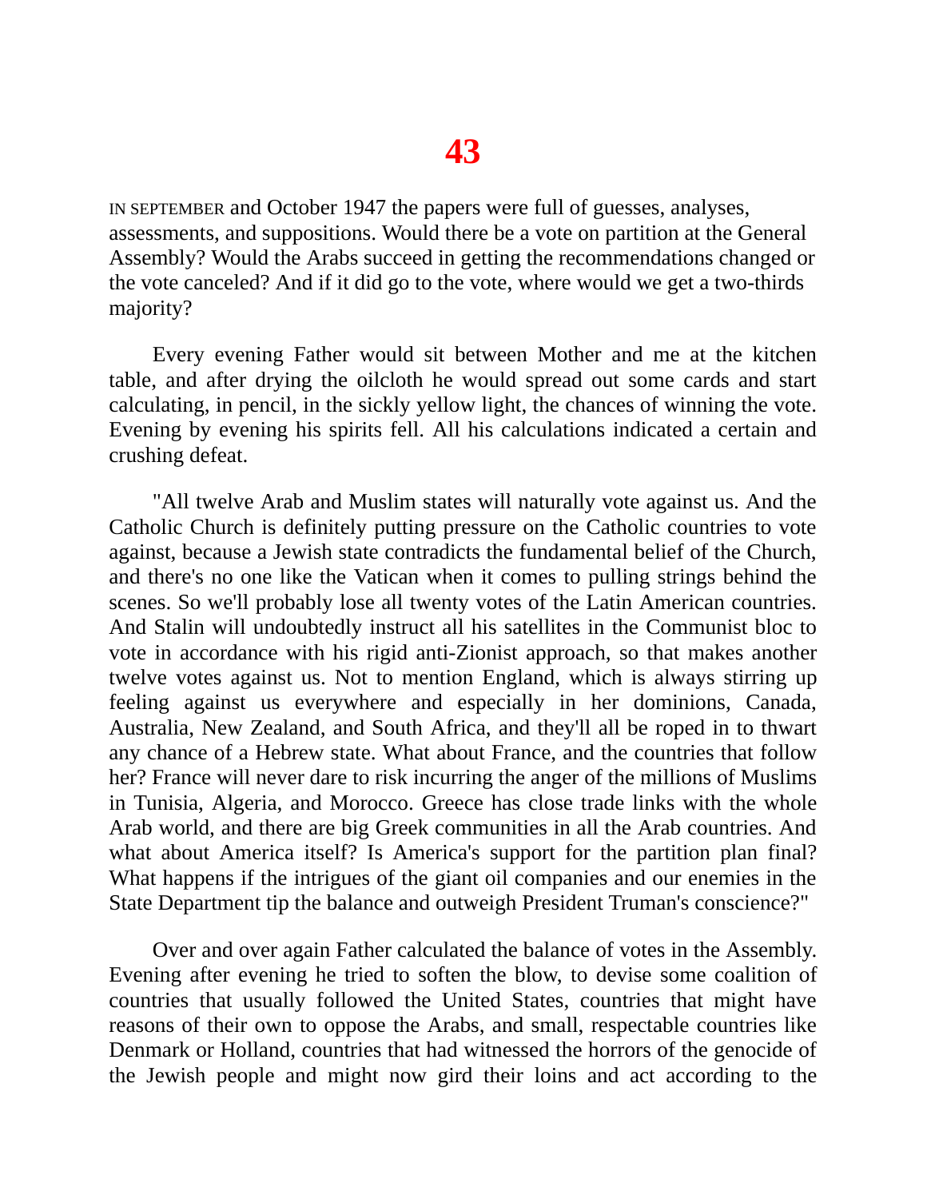# 43

IN SEPTEMBER and October 1947 the papers were full of guesses, analyses, assessments, and suppositions. Would there be a vote on partition at the General Assembly? Would the Arabs succeed in getting the recommendations changed or the vote canceled? And if it did go to the vote, where would we get a two-thirds majority?

Every evening Father would sit between Mother and me at the kitchen table, and after drying the oilcloth he would spread out some cards and start calculating, in pencil, in the sickly yellow light, the chances of winning the vote. Evening by evening his spirits fell. All his calculations indicated a certain and crushing defeat.

"All twelve Arab and Muslim states will naturally vote against us. And the Catholic Church is definitely putting pressure on the Catholic countries to vote against, because a Jewish state contradicts the fundamental belief of the Church, and there's no one like the Vatican when it comes to pulling strings behind the scenes. So we'll probably lose all twenty votes of the Latin American countries. And Stalin will undoubtedly instruct all his satellites in the Communist bloc to vote in accordance with his rigid anti-Zionist approach, so that makes another twelve votes against us. Not to mention England, which is always stirring up feeling against us everywhere and especially in her dominions, Canada, Australia, New Zealand, and South Africa, and they'll all be roped in to thwart any chance of a Hebrew state. What about France, and the countries that follow her? France will never dare to risk incurring the anger of the millions of Muslims in Tunisia, Algeria, and Morocco. Greece has close trade links with the whole Arab world, and there are big Greek communities in all the Arab countries. And what about America itself? Is America's support for the partition plan final? What happens if the intrigues of the giant oil companies and our enemies in the State Department tip the balance and outweigh President Truman's conscience?"

Over and over again Father calculated the balance of votes in the Assembly. Evening after evening he tried to soften the blow, to devise some coalition of countries that usually followed the United States, countries that might have reasons of their own to oppose the Arabs, and small, respectable countries like Denmark or Holland, countries that had witnessed the horrors of the genocide of the Jewish people and might now gird their loins and act according to the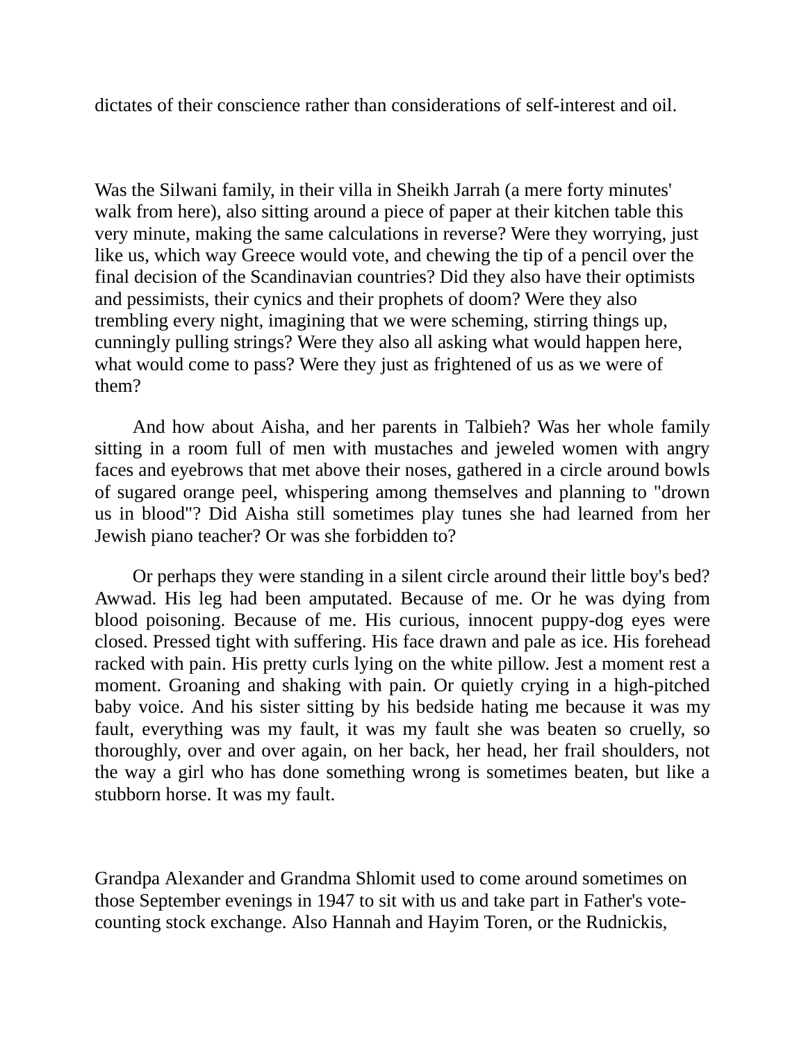dictates of their conscience rather than considerations of self-interest and oil.

Was the Silwani family, in their villa in Sheikh Jarrah (a mere forty minutes' walk from here), also sitting around a piece of paper at their kitchen table this very minute, making the same calculations in reverse? Were they worrying, just like us, which way Greece would vote, and chewing the tip of a pencil over the final decision of the Scandinavian countries? Did they also have their optimists and pessimists, their cynics and their prophets of doom? Were they also trembling every night, imagining that we were scheming, stirring things up, cunningly pulling strings? Were they also all asking what would happen here, what would come to pass? Were they just as frightened of us as we were of them?

And how about Aisha, and her parents in Talbieh? Was her whole family sitting in a room full of men with mustaches and jeweled women with angry faces and eyebrows that met above their noses, gathered in a circle around bowls of sugared orange peel, whispering among themselves and planning to "drown us in blood"? Did Aisha still sometimes play tunes she had learned from her Jewish piano teacher? Or was she forbidden to?

Or perhaps they were standing in a silent circle around their little boy's bed? Awwad. His leg had been amputated. Because of me. Or he was dying from blood poisoning. Because of me. His curious, innocent puppy-dog eyes were closed. Pressed tight with suffering. His face drawn and pale as ice. His forehead racked with pain. His pretty curls lying on the white pillow. Jest a moment rest a moment. Groaning and shaking with pain. Or quietly crying in a high-pitched baby voice. And his sister sitting by his bedside hating me because it was my fault, everything was my fault, it was my fault she was beaten so cruelly, so thoroughly, over and over again, on her back, her head, her frail shoulders, not the way a girl who has done something wrong is sometimes beaten, but like a stubborn horse. It was my fault.

Grandpa Alexander and Grandma Shlomit used to come around sometimes on those September evenings in 1947 to sit with us and take part in Father's vote-counting stock exchange. Also Hannah and Hayim Toren, or the Rudnickis,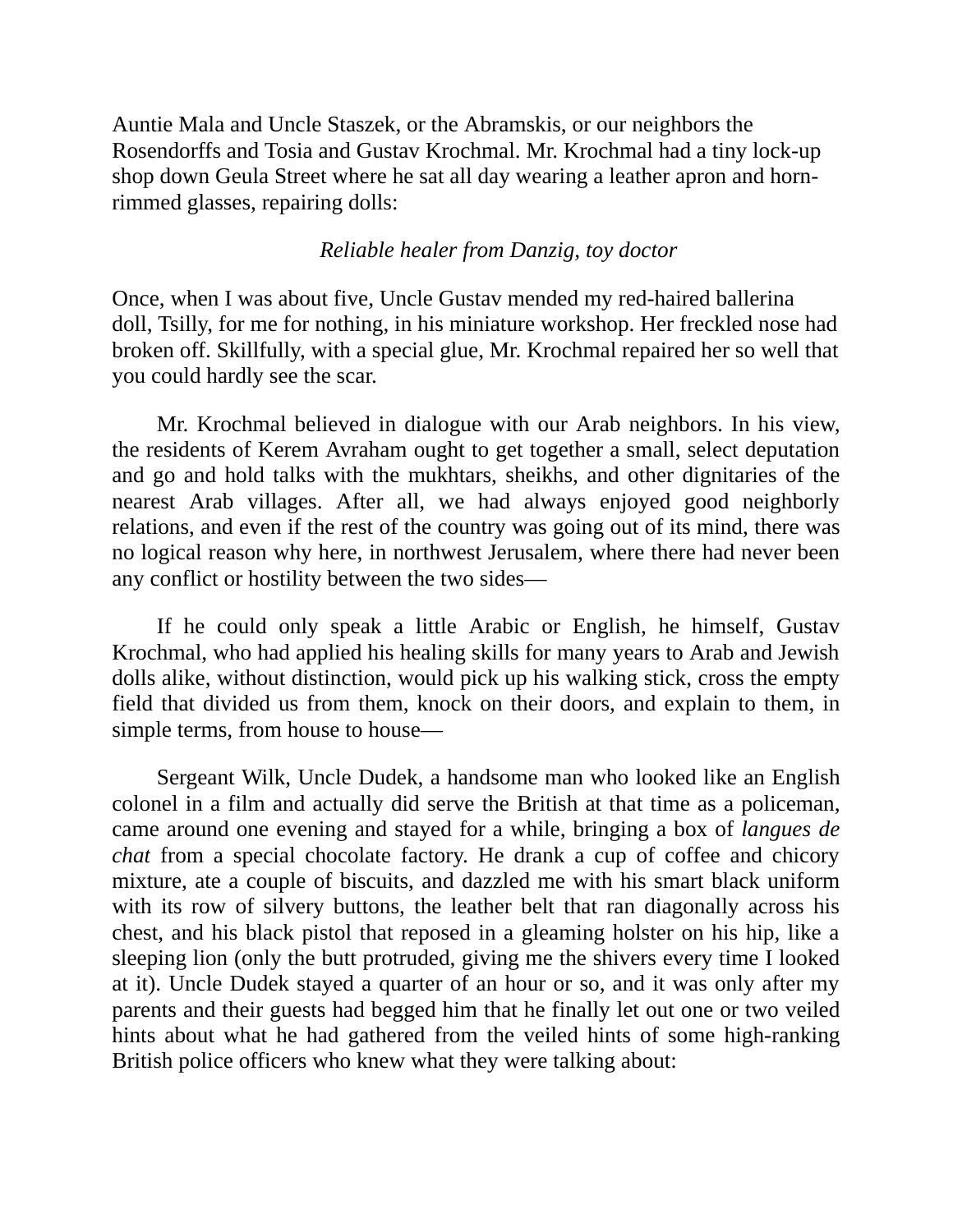Auntie Mala and Uncle Staszek, or the Abramskis, or our neighbors the Rosendorffs and Tosia and Gustav Krochmal. Mr. Krochmal had a tiny lock-up shop down Geula Street where he sat all day wearing a leather apron and horn-rimmed glasses, repairing dolls:

*Reliable healer from Danzig, toy doctor*

Once, when I was about five, Uncle Gustav mended my red-haired ballerina doll, Tsilly, for me for nothing, in his miniature workshop. Her freckled nose had broken off. Skillfully, with a special glue, Mr. Krochmal repaired her so well that you could hardly see the scar.

Mr. Krochmal believed in dialogue with our Arab neighbors. In his view, the residents of Kerem Avraham ought to get together a small, select deputation and go and hold talks with the mukhtars, sheikhs, and other dignitaries of the nearest Arab villages. After all, we had always enjoyed good neighborly relations, and even if the rest of the country was going out of its mind, there was no logical reason why here, in northwest Jerusalem, where there had never been any conflict or hostility between the two sides—

If he could only speak a little Arabic or English, he himself, Gustav Krochmal, who had applied his healing skills for many years to Arab and Jewish dolls alike, without distinction, would pick up his walking stick, cross the empty field that divided us from them, knock on their doors, and explain to them, in simple terms, from house to house—

Sergeant Wilk, Uncle Dudek, a handsome man who looked like an English colonel in a film and actually did serve the British at that time as a policeman, came around one evening and stayed for a while, bringing a box of *langues de chat* from a special chocolate factory. He drank a cup of coffee and chicory mixture, ate a couple of biscuits, and dazzled me with his smart black uniform with its row of silvery buttons, the leather belt that ran diagonally across his chest, and his black pistol that reposed in a gleaming holster on his hip, like a sleeping lion (only the butt protruded, giving me the shivers every time I looked at it). Uncle Dudek stayed a quarter of an hour or so, and it was only after my parents and their guests had begged him that he finally let out one or two veiled hints about what he had gathered from the veiled hints of some high-ranking British police officers who knew what they were talking about: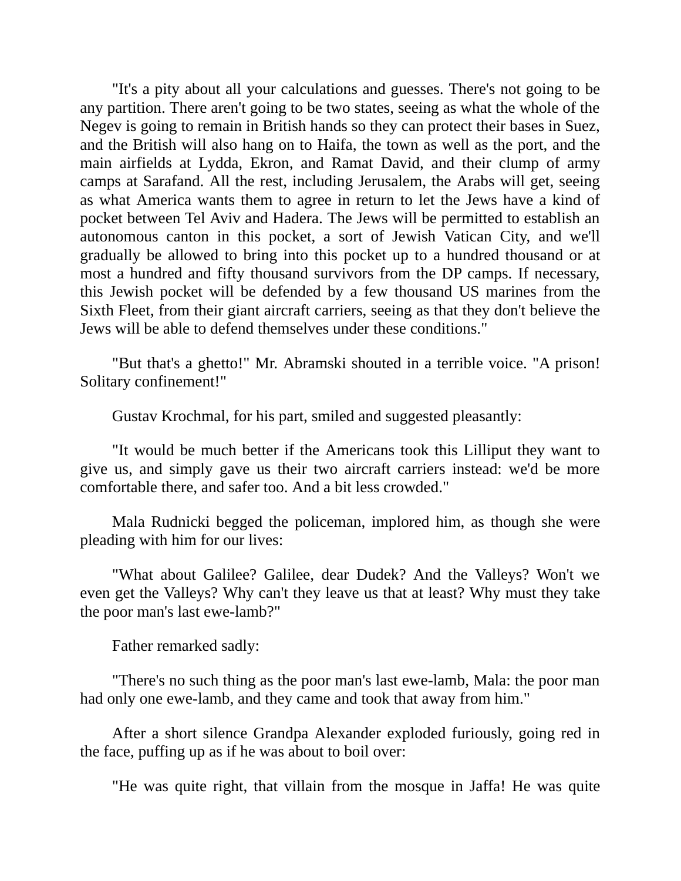"It's a pity about all your calculations and guesses. There's not going to be any partition. There aren't going to be two states, seeing as what the whole of the Negev is going to remain in British hands so they can protect their bases in Suez, and the British will also hang on to Haifa, the town as well as the port, and the main airfields at Lydda, Ekron, and Ramat David, and their clump of army camps at Sarafand. All the rest, including Jerusalem, the Arabs will get, seeing as what America wants them to agree in return to let the Jews have a kind of pocket between Tel Aviv and Hadera. The Jews will be permitted to establish an autonomous canton in this pocket, a sort of Jewish Vatican City, and we'll gradually be allowed to bring into this pocket up to a hundred thousand or at most a hundred and fifty thousand survivors from the DP camps. If necessary, this Jewish pocket will be defended by a few thousand US marines from the Sixth Fleet, from their giant aircraft carriers, seeing as that they don't believe the Jews will be able to defend themselves under these conditions."

"But that's a ghetto!" Mr. Abramski shouted in a terrible voice. "A prison! Solitary confinement!"

Gustav Krochmal, for his part, smiled and suggested pleasantly:

"It would be much better if the Americans took this Lilliput they want to give us, and simply gave us their two aircraft carriers instead: we'd be more comfortable there, and safer too. And a bit less crowded."

Mala Rudnicki begged the policeman, implored him, as though she were pleading with him for our lives:

"What about Galilee? Galilee, dear Dudek? And the Valleys? Won't we even get the Valleys? Why can't they leave us that at least? Why must they take the poor man's last ewe-lamb?"

Father remarked sadly:

"There's no such thing as the poor man's last ewe-lamb, Mala: the poor man had only one ewe-lamb, and they came and took that away from him."

After a short silence Grandpa Alexander exploded furiously, going red in the face, puffing up as if he was about to boil over:

"He was quite right, that villain from the mosque in Jaffa! He was quite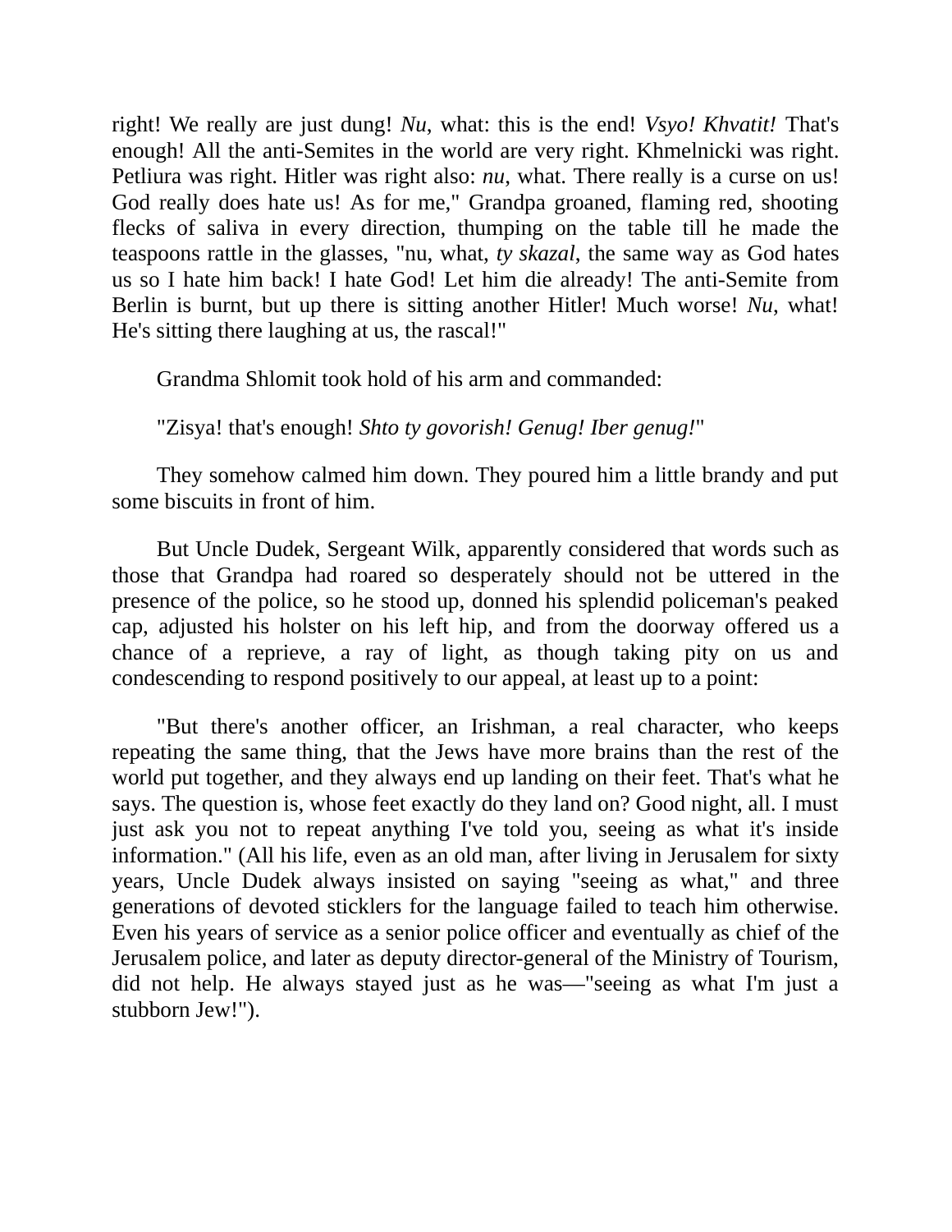right! We really are just dung! *Nu*, what: this is the end! *Vsyo! Khvatit!* That's enough! All the anti-Semites in the world are very right. Khmelnicki was right. Petliura was right. Hitler was right also: *nu*, what. There really is a curse on us! God really does hate us! As for me," Grandpa groaned, flaming red, shooting flecks of saliva in every direction, thumping on the table till he made the teaspoons rattle in the glasses, "nu, what, *ty skazal*, the same way as God hates us so I hate him back! I hate God! Let him die already! The anti-Semite from Berlin is burnt, but up there is sitting another Hitler! Much worse! *Nu*, what! He's sitting there laughing at us, the rascal!"

Grandma Shlomit took hold of his arm and commanded:

"Zisya! that's enough! *Shto ty govorish! Genug! Iber genug!*"

They somehow calmed him down. They poured him a little brandy and put some biscuits in front of him.

But Uncle Dudek, Sergeant Wilk, apparently considered that words such as those that Grandpa had roared so desperately should not be uttered in the presence of the police, so he stood up, donned his splendid policeman's peaked cap, adjusted his holster on his left hip, and from the doorway offered us a chance of a reprieve, a ray of light, as though taking pity on us and condescending to respond positively to our appeal, at least up to a point:

"But there's another officer, an Irishman, a real character, who keeps repeating the same thing, that the Jews have more brains than the rest of the world put together, and they always end up landing on their feet. That's what he says. The question is, whose feet exactly do they land on? Good night, all. I must just ask you not to repeat anything I've told you, seeing as what it's inside information." (All his life, even as an old man, after living in Jerusalem for sixty years, Uncle Dudek always insisted on saying "seeing as what," and three generations of devoted sticklers for the language failed to teach him otherwise. Even his years of service as a senior police officer and eventually as chief of the Jerusalem police, and later as deputy director-general of the Ministry of Tourism, did not help. He always stayed just as he was—"seeing as what I'm just a stubborn Jew!").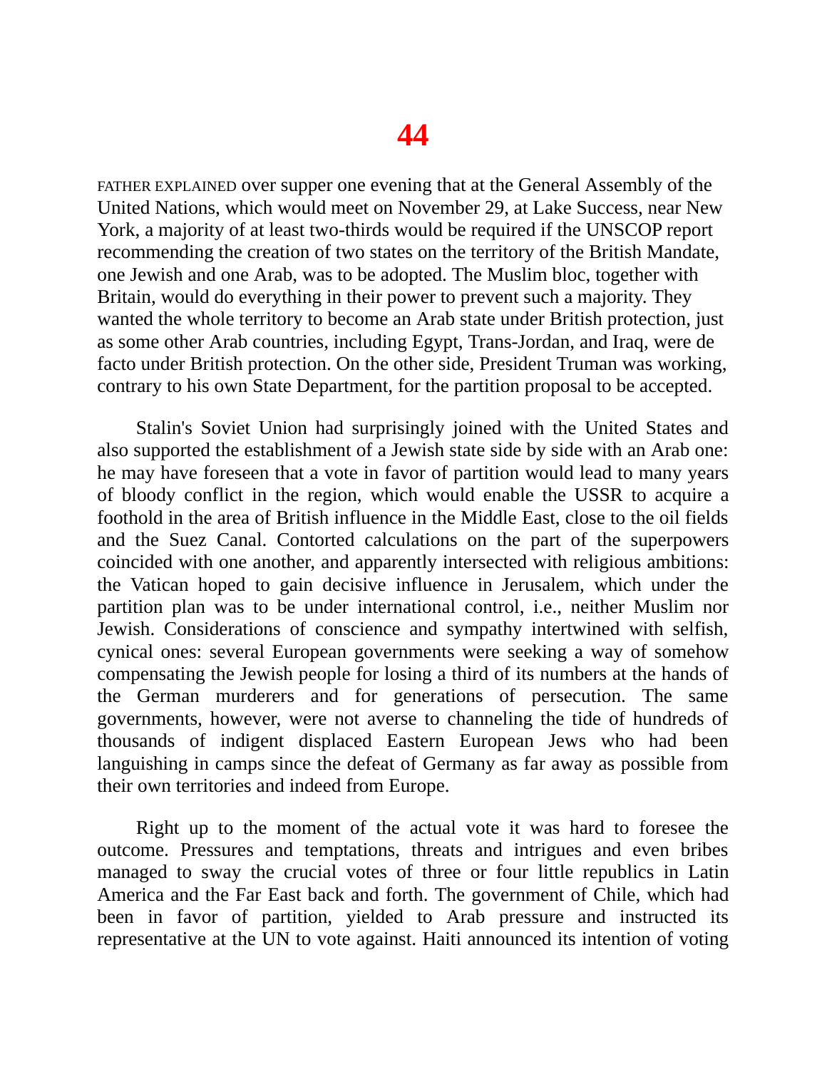# 44

FATHER EXPLAINED over supper one evening that at the General Assembly of the United Nations, which would meet on November 29, at Lake Success, near New York, a majority of at least two-thirds would be required if the UNSCOP report recommending the creation of two states on the territory of the British Mandate, one Jewish and one Arab, was to be adopted. The Muslim bloc, together with Britain, would do everything in their power to prevent such a majority. They wanted the whole territory to become an Arab state under British protection, just as some other Arab countries, including Egypt, Trans-Jordan, and Iraq, were de facto under British protection. On the other side, President Truman was working, contrary to his own State Department, for the partition proposal to be accepted.

Stalin's Soviet Union had surprisingly joined with the United States and also supported the establishment of a Jewish state side by side with an Arab one: he may have foreseen that a vote in favor of partition would lead to many years of bloody conflict in the region, which would enable the USSR to acquire a foothold in the area of British influence in the Middle East, close to the oil fields and the Suez Canal. Contorted calculations on the part of the superpowers coincided with one another, and apparently intersected with religious ambitions: the Vatican hoped to gain decisive influence in Jerusalem, which under the partition plan was to be under international control, i.e., neither Muslim nor Jewish. Considerations of conscience and sympathy intertwined with selfish, cynical ones: several European governments were seeking a way of somehow compensating the Jewish people for losing a third of its numbers at the hands of the German murderers and for generations of persecution. The same governments, however, were not averse to channeling the tide of hundreds of thousands of indigent displaced Eastern European Jews who had been languishing in camps since the defeat of Germany as far away as possible from their own territories and indeed from Europe.

Right up to the moment of the actual vote it was hard to foresee the outcome. Pressures and temptations, threats and intrigues and even bribes managed to sway the crucial votes of three or four little republics in Latin America and the Far East back and forth. The government of Chile, which had been in favor of partition, yielded to Arab pressure and instructed its representative at the UN to vote against. Haiti announced its intention of voting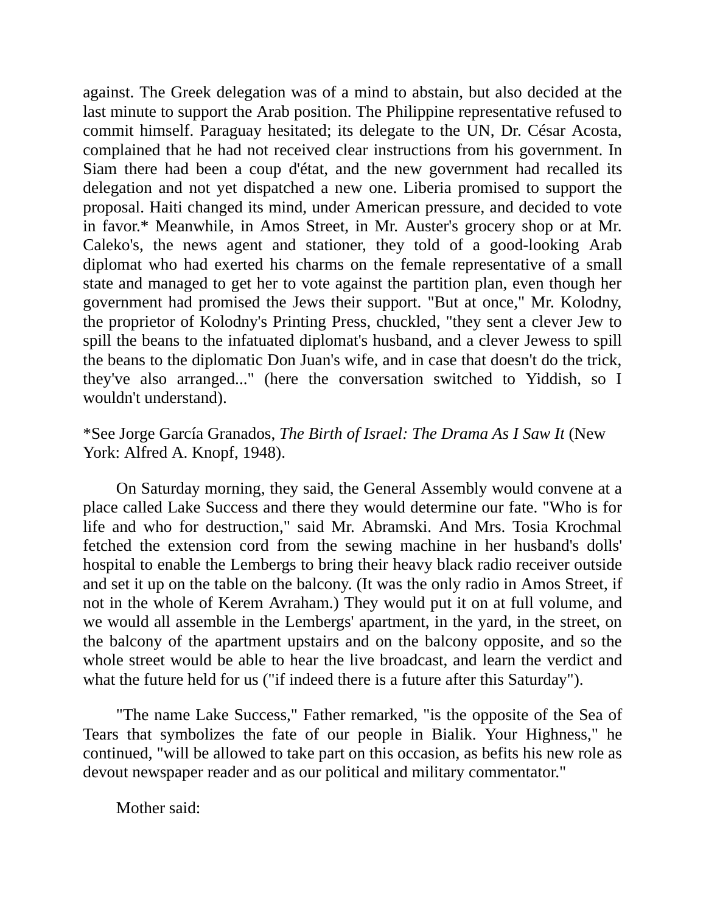against. The Greek delegation was of a mind to abstain, but also decided at the last minute to support the Arab position. The Philippine representative refused to commit himself. Paraguay hesitated; its delegate to the UN, Dr. César Acosta, complained that he had not received clear instructions from his government. In Siam there had been a coup d'état, and the new government had recalled its delegation and not yet dispatched a new one. Liberia promised to support the proposal. Haiti changed its mind, under American pressure, and decided to vote in favor.* Meanwhile, in Amos Street, in Mr. Auster's grocery shop or at Mr. Caleko's, the news agent and stationer, they told of a good-looking Arab diplomat who had exerted his charms on the female representative of a small state and managed to get her to vote against the partition plan, even though her government had promised the Jews their support. "But at once," Mr. Kolodny, the proprietor of Kolodny's Printing Press, chuckled, "they sent a clever Jew to spill the beans to the infatuated diplomat's husband, and a clever Jewess to spill the beans to the diplomatic Don Juan's wife, and in case that doesn't do the trick, they've also arranged..." (here the conversation switched to Yiddish, so I wouldn't understand).

*See Jorge García Granados, *The Birth of Israel: The Drama As I Saw It* (New York: Alfred A. Knopf, 1948).

On Saturday morning, they said, the General Assembly would convene at a place called Lake Success and there they would determine our fate. "Who is for life and who for destruction," said Mr. Abramski. And Mrs. Tosia Krochmal fetched the extension cord from the sewing machine in her husband's dolls' hospital to enable the Lembergs to bring their heavy black radio receiver outside and set it up on the table on the balcony. (It was the only radio in Amos Street, if not in the whole of Kerem Avraham.) They would put it on at full volume, and we would all assemble in the Lembergs' apartment, in the yard, in the street, on the balcony of the apartment upstairs and on the balcony opposite, and so the whole street would be able to hear the live broadcast, and learn the verdict and what the future held for us ("if indeed there is a future after this Saturday").

"The name Lake Success," Father remarked, "is the opposite of the Sea of Tears that symbolizes the fate of our people in Bialik. Your Highness," he continued, "will be allowed to take part on this occasion, as befits his new role as devout newspaper reader and as our political and military commentator."

Mother said: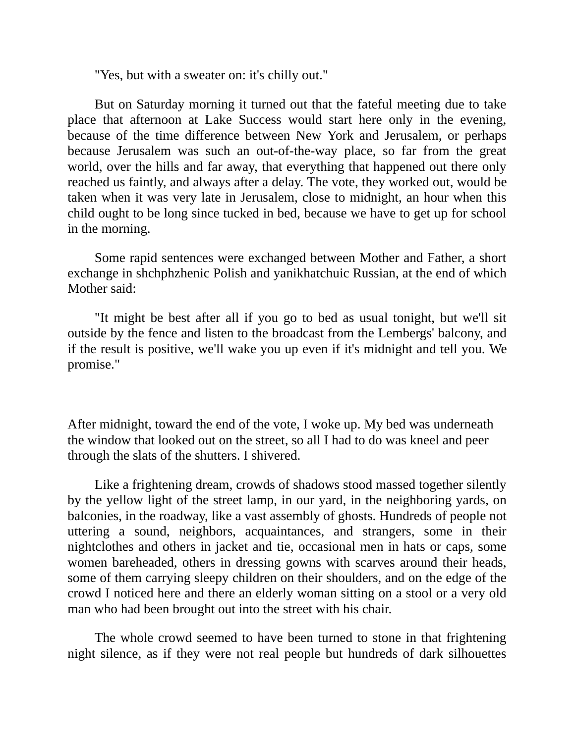"Yes, but with a sweater on: it's chilly out."

But on Saturday morning it turned out that the fateful meeting due to take place that afternoon at Lake Success would start here only in the evening, because of the time difference between New York and Jerusalem, or perhaps because Jerusalem was such an out-of-the-way place, so far from the great world, over the hills and far away, that everything that happened out there only reached us faintly, and always after a delay. The vote, they worked out, would be taken when it was very late in Jerusalem, close to midnight, an hour when this child ought to be long since tucked in bed, because we have to get up for school in the morning.

Some rapid sentences were exchanged between Mother and Father, a short exchange in shchphzhenic Polish and yanikhatchuic Russian, at the end of which Mother said:

"It might be best after all if you go to bed as usual tonight, but we'll sit outside by the fence and listen to the broadcast from the Lembergs' balcony, and if the result is positive, we'll wake you up even if it's midnight and tell you. We promise."

After midnight, toward the end of the vote, I woke up. My bed was underneath the window that looked out on the street, so all I had to do was kneel and peer through the slats of the shutters. I shivered.

Like a frightening dream, crowds of shadows stood massed together silently by the yellow light of the street lamp, in our yard, in the neighboring yards, on balconies, in the roadway, like a vast assembly of ghosts. Hundreds of people not uttering a sound, neighbors, acquaintances, and strangers, some in their nightclothes and others in jacket and tie, occasional men in hats or caps, some women bareheaded, others in dressing gowns with scarves around their heads, some of them carrying sleepy children on their shoulders, and on the edge of the crowd I noticed here and there an elderly woman sitting on a stool or a very old man who had been brought out into the street with his chair.

The whole crowd seemed to have been turned to stone in that frightening night silence, as if they were not real people but hundreds of dark silhouettes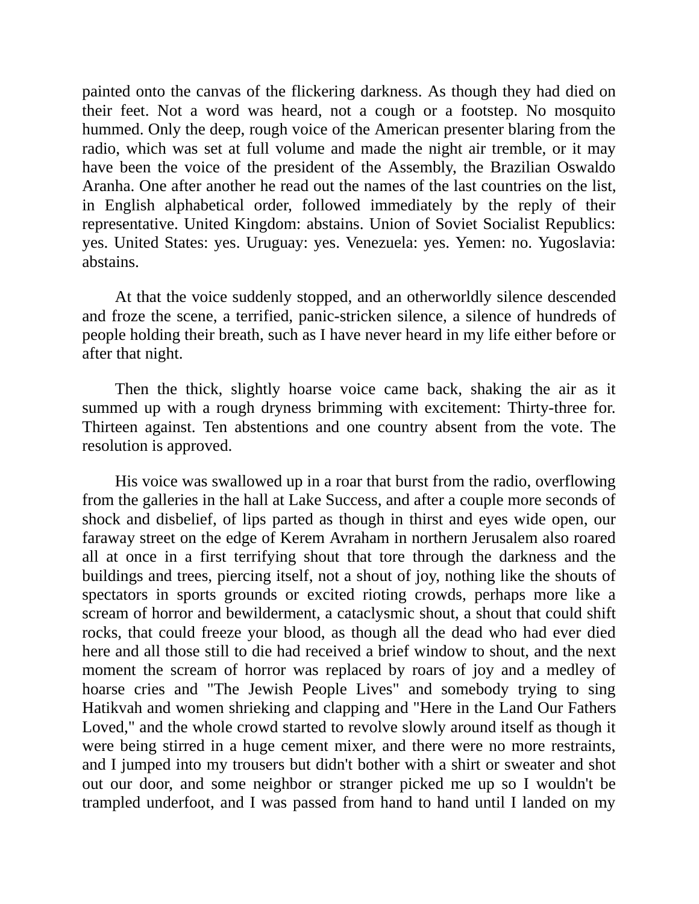painted onto the canvas of the flickering darkness. As though they had died on their feet. Not a word was heard, not a cough or a footstep. No mosquito hummed. Only the deep, rough voice of the American presenter blaring from the radio, which was set at full volume and made the night air tremble, or it may have been the voice of the president of the Assembly, the Brazilian Oswaldo Aranha. One after another he read out the names of the last countries on the list, in English alphabetical order, followed immediately by the reply of their representative. United Kingdom: abstains. Union of Soviet Socialist Republics: yes. United States: yes. Uruguay: yes. Venezuela: yes. Yemen: no. Yugoslavia: abstains.

At that the voice suddenly stopped, and an otherworldly silence descended and froze the scene, a terrified, panic-stricken silence, a silence of hundreds of people holding their breath, such as I have never heard in my life either before or after that night.

Then the thick, slightly hoarse voice came back, shaking the air as it summed up with a rough dryness brimming with excitement: Thirty-three for. Thirteen against. Ten abstentions and one country absent from the vote. The resolution is approved.

His voice was swallowed up in a roar that burst from the radio, overflowing from the galleries in the hall at Lake Success, and after a couple more seconds of shock and disbelief, of lips parted as though in thirst and eyes wide open, our faraway street on the edge of Kerem Avraham in northern Jerusalem also roared all at once in a first terrifying shout that tore through the darkness and the buildings and trees, piercing itself, not a shout of joy, nothing like the shouts of spectators in sports grounds or excited rioting crowds, perhaps more like a scream of horror and bewilderment, a cataclysmic shout, a shout that could shift rocks, that could freeze your blood, as though all the dead who had ever died here and all those still to die had received a brief window to shout, and the next moment the scream of horror was replaced by roars of joy and a medley of hoarse cries and "The Jewish People Lives" and somebody trying to sing Hatikvah and women shrieking and clapping and "Here in the Land Our Fathers Loved," and the whole crowd started to revolve slowly around itself as though it were being stirred in a huge cement mixer, and there were no more restraints, and I jumped into my trousers but didn't bother with a shirt or sweater and shot out our door, and some neighbor or stranger picked me up so I wouldn't be trampled underfoot, and I was passed from hand to hand until I landed on my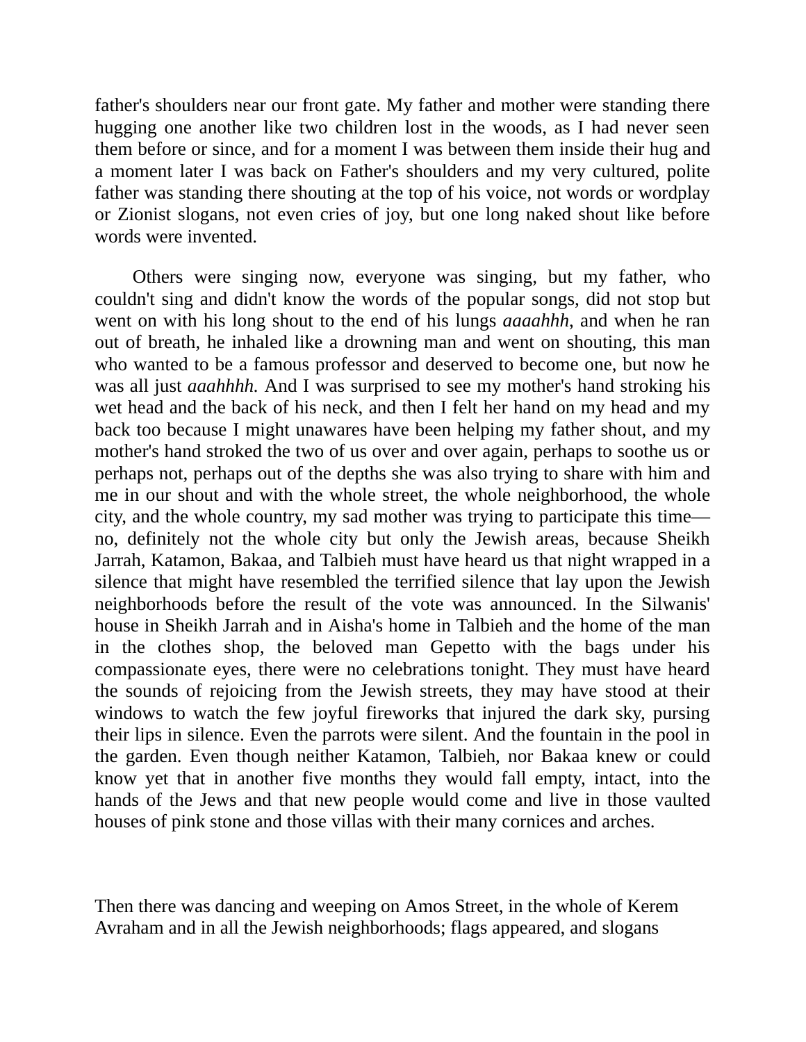father's shoulders near our front gate. My father and mother were standing there hugging one another like two children lost in the woods, as I had never seen them before or since, and for a moment I was between them inside their hug and a moment later I was back on Father's shoulders and my very cultured, polite father was standing there shouting at the top of his voice, not words or wordplay or Zionist slogans, not even cries of joy, but one long naked shout like before words were invented.

Others were singing now, everyone was singing, but my father, who couldn't sing and didn't know the words of the popular songs, did not stop but went on with his long shout to the end of his lungs *aaaahhh*, and when he ran out of breath, he inhaled like a drowning man and went on shouting, this man who wanted to be a famous professor and deserved to become one, but now he was all just *aaahhhh.* And I was surprised to see my mother's hand stroking his wet head and the back of his neck, and then I felt her hand on my head and my back too because I might unawares have been helping my father shout, and my mother's hand stroked the two of us over and over again, perhaps to soothe us or perhaps not, perhaps out of the depths she was also trying to share with him and me in our shout and with the whole street, the whole neighborhood, the whole city, and the whole country, my sad mother was trying to participate this time—no, definitely not the whole city but only the Jewish areas, because Sheikh Jarrah, Katamon, Bakaa, and Talbieh must have heard us that night wrapped in a silence that might have resembled the terrified silence that lay upon the Jewish neighborhoods before the result of the vote was announced. In the Silwanis' house in Sheikh Jarrah and in Aisha's home in Talbieh and the home of the man in the clothes shop, the beloved man Gepetto with the bags under his compassionate eyes, there were no celebrations tonight. They must have heard the sounds of rejoicing from the Jewish streets, they may have stood at their windows to watch the few joyful fireworks that injured the dark sky, pursing their lips in silence. Even the parrots were silent. And the fountain in the pool in the garden. Even though neither Katamon, Talbieh, nor Bakaa knew or could know yet that in another five months they would fall empty, intact, into the hands of the Jews and that new people would come and live in those vaulted houses of pink stone and those villas with their many cornices and arches.

Then there was dancing and weeping on Amos Street, in the whole of Kerem Avraham and in all the Jewish neighborhoods; flags appeared, and slogans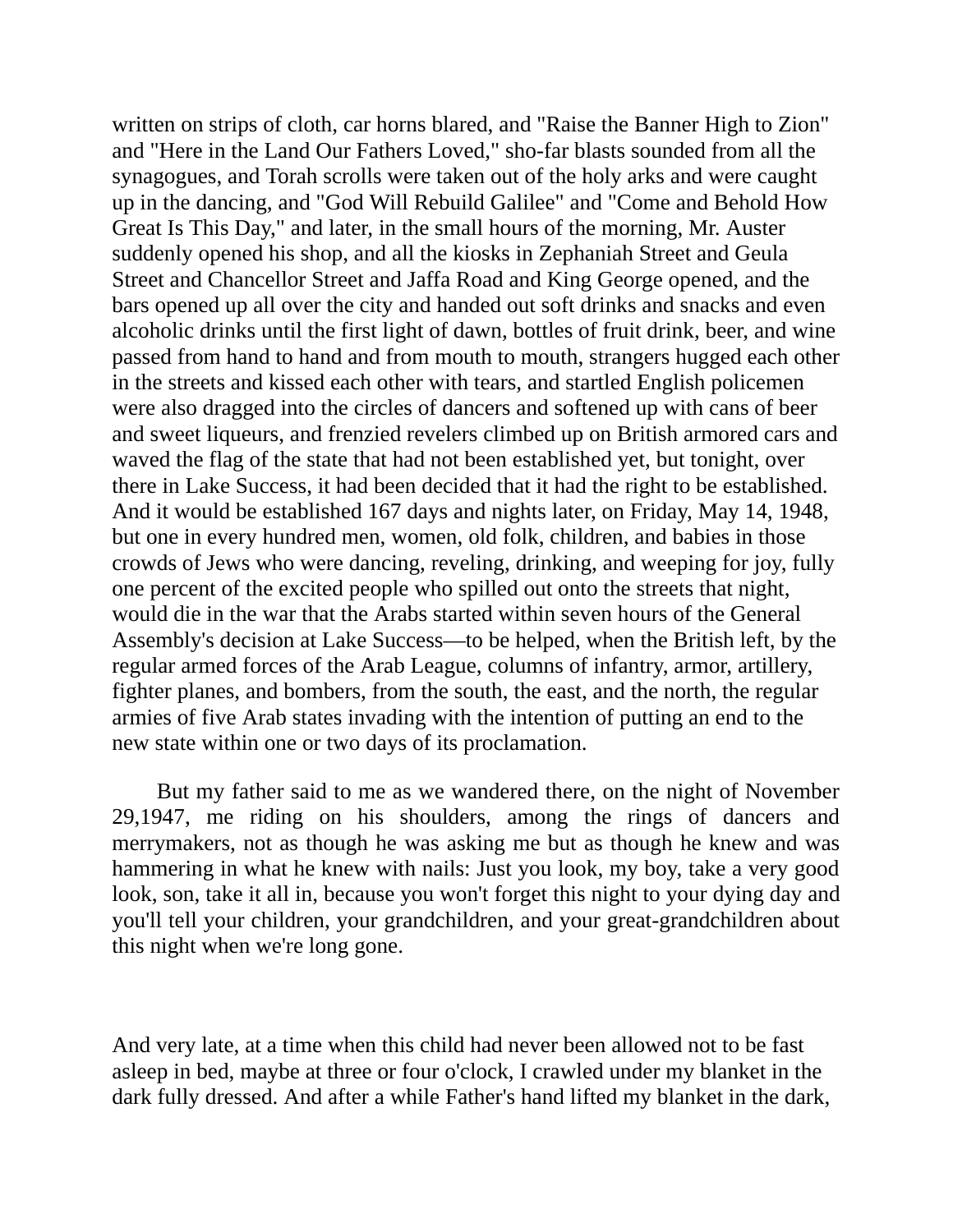written on strips of cloth, car horns blared, and "Raise the Banner High to Zion" and "Here in the Land Our Fathers Loved," sho-far blasts sounded from all the synagogues, and Torah scrolls were taken out of the holy arks and were caught up in the dancing, and "God Will Rebuild Galilee" and "Come and Behold How Great Is This Day," and later, in the small hours of the morning, Mr. Auster suddenly opened his shop, and all the kiosks in Zephaniah Street and Geula Street and Chancellor Street and Jaffa Road and King George opened, and the bars opened up all over the city and handed out soft drinks and snacks and even alcoholic drinks until the first light of dawn, bottles of fruit drink, beer, and wine passed from hand to hand and from mouth to mouth, strangers hugged each other in the streets and kissed each other with tears, and startled English policemen were also dragged into the circles of dancers and softened up with cans of beer and sweet liqueurs, and frenzied revelers climbed up on British armored cars and waved the flag of the state that had not been established yet, but tonight, over there in Lake Success, it had been decided that it had the right to be established. And it would be established 167 days and nights later, on Friday, May 14, 1948, but one in every hundred men, women, old folk, children, and babies in those crowds of Jews who were dancing, reveling, drinking, and weeping for joy, fully one percent of the excited people who spilled out onto the streets that night, would die in the war that the Arabs started within seven hours of the General Assembly's decision at Lake Success—to be helped, when the British left, by the regular armed forces of the Arab League, columns of infantry, armor, artillery, fighter planes, and bombers, from the south, the east, and the north, the regular armies of five Arab states invading with the intention of putting an end to the new state within one or two days of its proclamation.

But my father said to me as we wandered there, on the night of November 29,1947, me riding on his shoulders, among the rings of dancers and merrymakers, not as though he was asking me but as though he knew and was hammering in what he knew with nails: Just you look, my boy, take a very good look, son, take it all in, because you won't forget this night to your dying day and you'll tell your children, your grandchildren, and your great-grandchildren about this night when we're long gone.

And very late, at a time when this child had never been allowed not to be fast asleep in bed, maybe at three or four o'clock, I crawled under my blanket in the dark fully dressed. And after a while Father's hand lifted my blanket in the dark,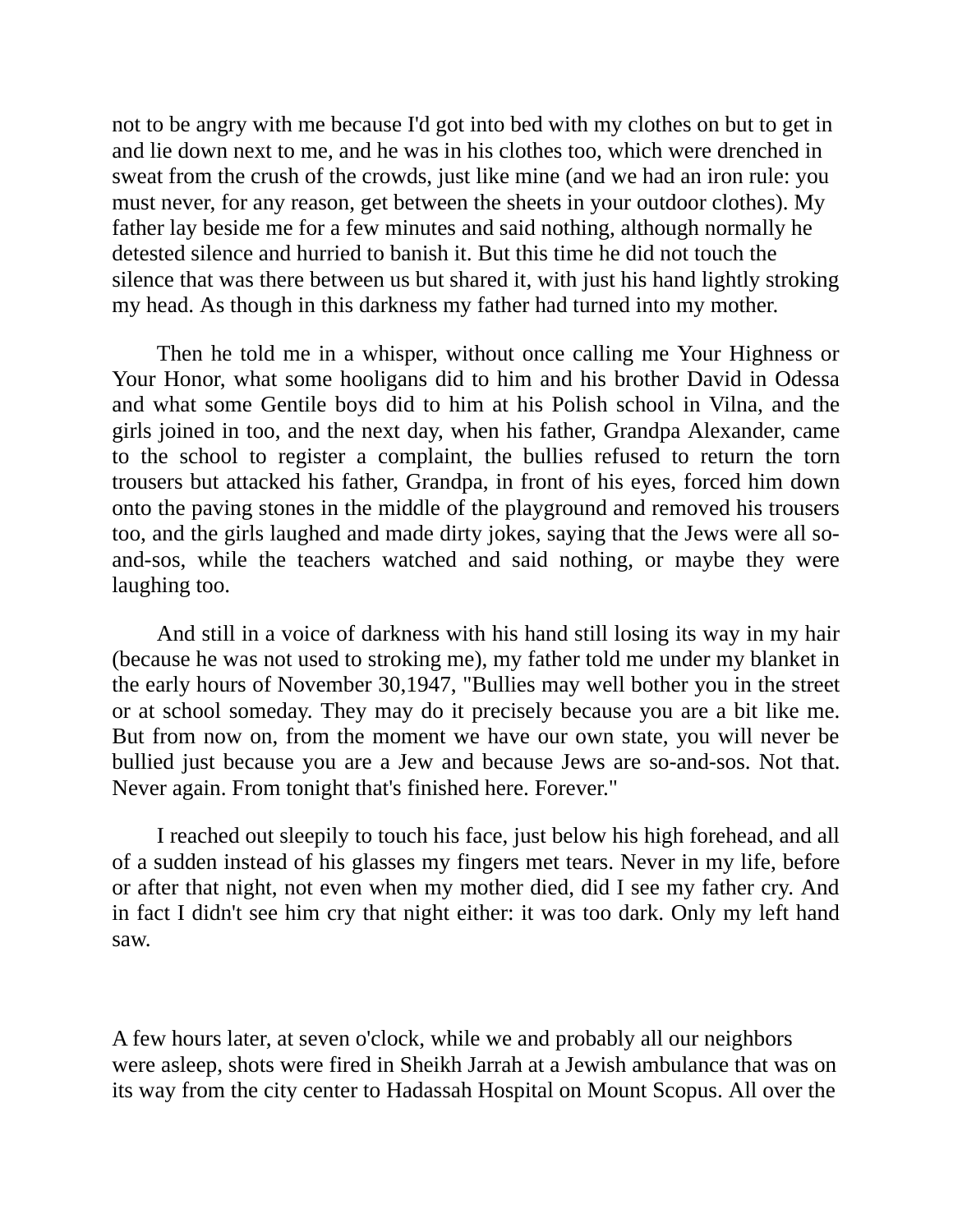not to be angry with me because I'd got into bed with my clothes on but to get in and lie down next to me, and he was in his clothes too, which were drenched in sweat from the crush of the crowds, just like mine (and we had an iron rule: you must never, for any reason, get between the sheets in your outdoor clothes). My father lay beside me for a few minutes and said nothing, although normally he detested silence and hurried to banish it. But this time he did not touch the silence that was there between us but shared it, with just his hand lightly stroking my head. As though in this darkness my father had turned into my mother.

Then he told me in a whisper, without once calling me Your Highness or Your Honor, what some hooligans did to him and his brother David in Odessa and what some Gentile boys did to him at his Polish school in Vilna, and the girls joined in too, and the next day, when his father, Grandpa Alexander, came to the school to register a complaint, the bullies refused to return the torn trousers but attacked his father, Grandpa, in front of his eyes, forced him down onto the paving stones in the middle of the playground and removed his trousers too, and the girls laughed and made dirty jokes, saying that the Jews were all so-and-sos, while the teachers watched and said nothing, or maybe they were laughing too.

And still in a voice of darkness with his hand still losing its way in my hair (because he was not used to stroking me), my father told me under my blanket in the early hours of November 30,1947, "Bullies may well bother you in the street or at school someday. They may do it precisely because you are a bit like me. But from now on, from the moment we have our own state, you will never be bullied just because you are a Jew and because Jews are so-and-sos. Not that. Never again. From tonight that's finished here. Forever."

I reached out sleepily to touch his face, just below his high forehead, and all of a sudden instead of his glasses my fingers met tears. Never in my life, before or after that night, not even when my mother died, did I see my father cry. And in fact I didn't see him cry that night either: it was too dark. Only my left hand saw.

A few hours later, at seven o'clock, while we and probably all our neighbors were asleep, shots were fired in Sheikh Jarrah at a Jewish ambulance that was on its way from the city center to Hadassah Hospital on Mount Scopus. All over the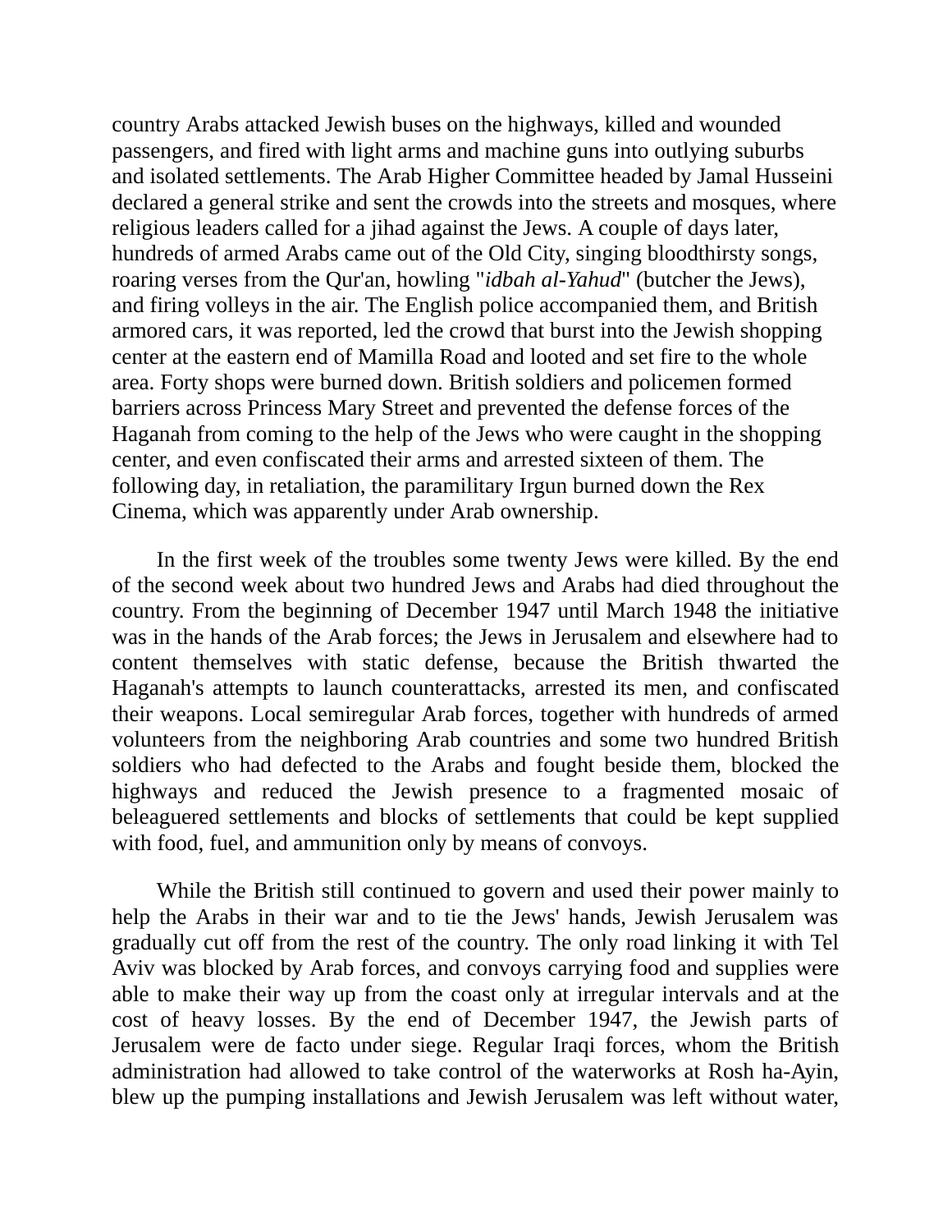country Arabs attacked Jewish buses on the highways, killed and wounded passengers, and fired with light arms and machine guns into outlying suburbs and isolated settlements. The Arab Higher Committee headed by Jamal Husseini declared a general strike and sent the crowds into the streets and mosques, where religious leaders called for a jihad against the Jews. A couple of days later, hundreds of armed Arabs came out of the Old City, singing bloodthirsty songs, roaring verses from the Qur'an, howling "*idbah al-Yahud*" (butcher the Jews), and firing volleys in the air. The English police accompanied them, and British armored cars, it was reported, led the crowd that burst into the Jewish shopping center at the eastern end of Mamilla Road and looted and set fire to the whole area. Forty shops were burned down. British soldiers and policemen formed barriers across Princess Mary Street and prevented the defense forces of the Haganah from coming to the help of the Jews who were caught in the shopping center, and even confiscated their arms and arrested sixteen of them. The following day, in retaliation, the paramilitary Irgun burned down the Rex Cinema, which was apparently under Arab ownership.

In the first week of the troubles some twenty Jews were killed. By the end of the second week about two hundred Jews and Arabs had died throughout the country. From the beginning of December 1947 until March 1948 the initiative was in the hands of the Arab forces; the Jews in Jerusalem and elsewhere had to content themselves with static defense, because the British thwarted the Haganah's attempts to launch counterattacks, arrested its men, and confiscated their weapons. Local semiregular Arab forces, together with hundreds of armed volunteers from the neighboring Arab countries and some two hundred British soldiers who had defected to the Arabs and fought beside them, blocked the highways and reduced the Jewish presence to a fragmented mosaic of beleaguered settlements and blocks of settlements that could be kept supplied with food, fuel, and ammunition only by means of convoys.

While the British still continued to govern and used their power mainly to help the Arabs in their war and to tie the Jews' hands, Jewish Jerusalem was gradually cut off from the rest of the country. The only road linking it with Tel Aviv was blocked by Arab forces, and convoys carrying food and supplies were able to make their way up from the coast only at irregular intervals and at the cost of heavy losses. By the end of December 1947, the Jewish parts of Jerusalem were de facto under siege. Regular Iraqi forces, whom the British administration had allowed to take control of the waterworks at Rosh ha-Ayin, blew up the pumping installations and Jewish Jerusalem was left without water,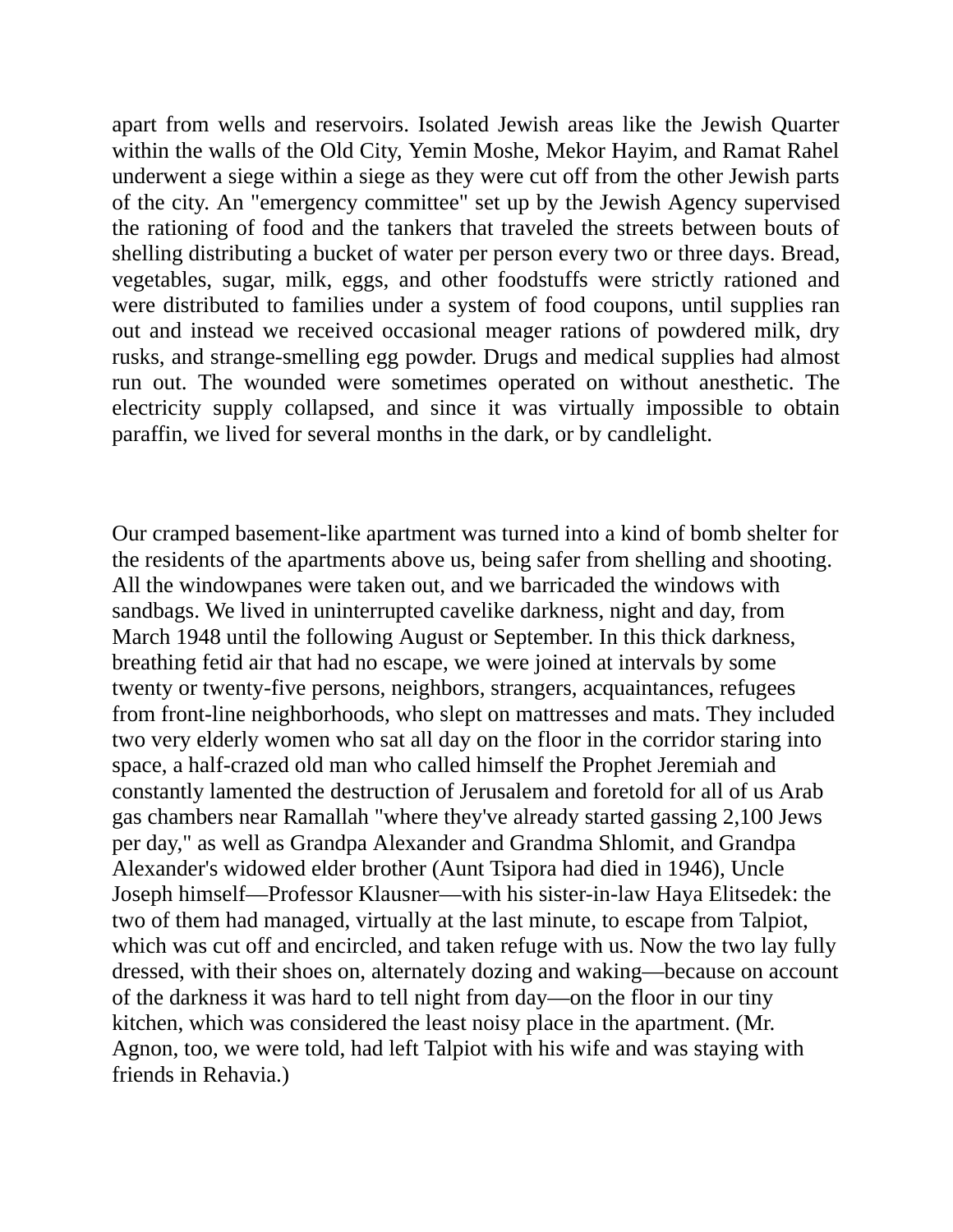apart from wells and reservoirs. Isolated Jewish areas like the Jewish Quarter within the walls of the Old City, Yemin Moshe, Mekor Hayim, and Ramat Rahel underwent a siege within a siege as they were cut off from the other Jewish parts of the city. An "emergency committee" set up by the Jewish Agency supervised the rationing of food and the tankers that traveled the streets between bouts of shelling distributing a bucket of water per person every two or three days. Bread, vegetables, sugar, milk, eggs, and other foodstuffs were strictly rationed and were distributed to families under a system of food coupons, until supplies ran out and instead we received occasional meager rations of powdered milk, dry rusks, and strange-smelling egg powder. Drugs and medical supplies had almost run out. The wounded were sometimes operated on without anesthetic. The electricity supply collapsed, and since it was virtually impossible to obtain paraffin, we lived for several months in the dark, or by candlelight.

Our cramped basement-like apartment was turned into a kind of bomb shelter for the residents of the apartments above us, being safer from shelling and shooting. All the windowpanes were taken out, and we barricaded the windows with sandbags. We lived in uninterrupted cavelike darkness, night and day, from March 1948 until the following August or September. In this thick darkness, breathing fetid air that had no escape, we were joined at intervals by some twenty or twenty-five persons, neighbors, strangers, acquaintances, refugees from front-line neighborhoods, who slept on mattresses and mats. They included two very elderly women who sat all day on the floor in the corridor staring into space, a half-crazed old man who called himself the Prophet Jeremiah and constantly lamented the destruction of Jerusalem and foretold for all of us Arab gas chambers near Ramallah "where they've already started gassing 2,100 Jews per day," as well as Grandpa Alexander and Grandma Shlomit, and Grandpa Alexander's widowed elder brother (Aunt Tsipora had died in 1946), Uncle Joseph himself—Professor Klausner—with his sister-in-law Haya Elitsedek: the two of them had managed, virtually at the last minute, to escape from Talpiot, which was cut off and encircled, and taken refuge with us. Now the two lay fully dressed, with their shoes on, alternately dozing and waking—because on account of the darkness it was hard to tell night from day—on the floor in our tiny kitchen, which was considered the least noisy place in the apartment. (Mr. Agnon, too, we were told, had left Talpiot with his wife and was staying with friends in Rehavia.)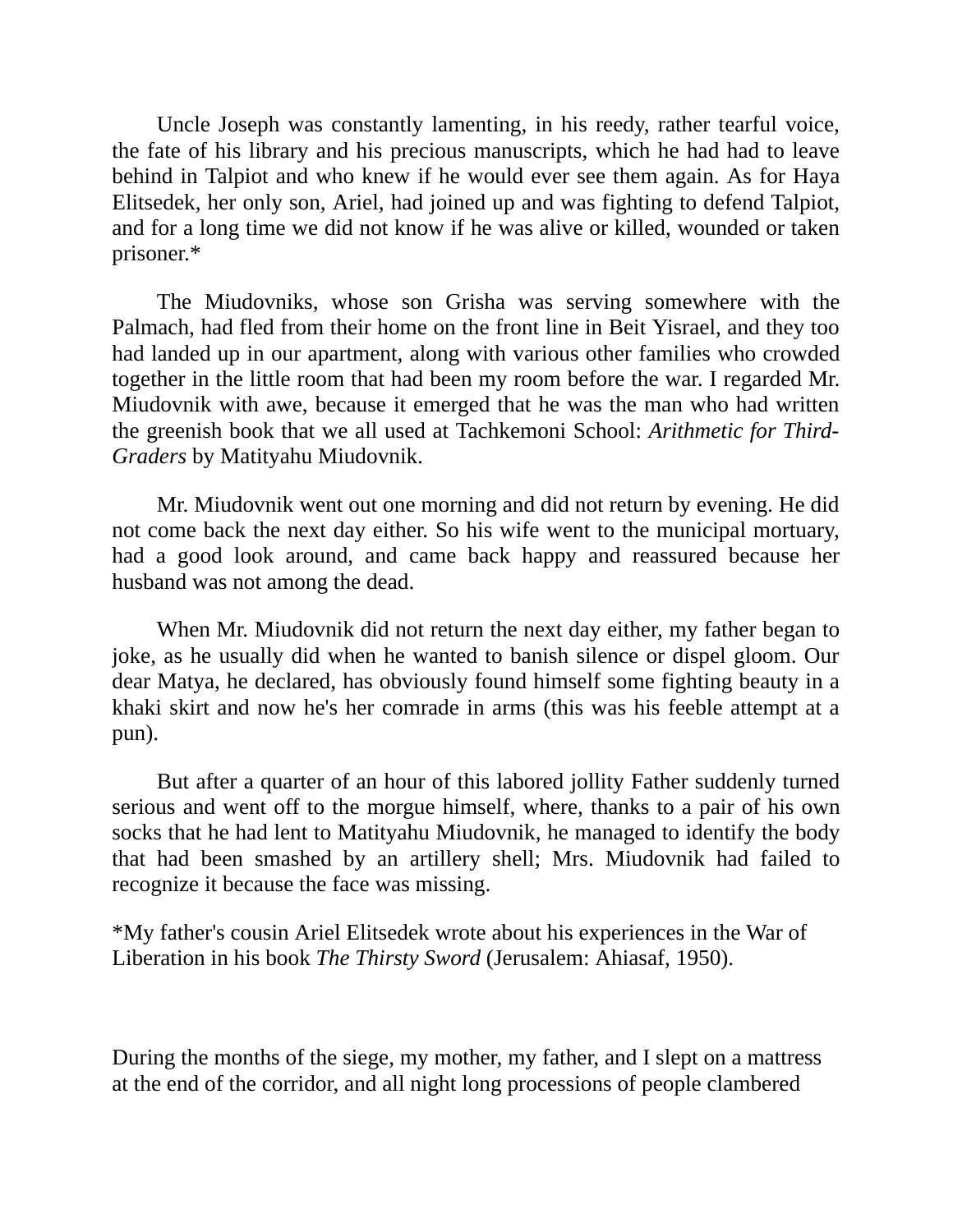Uncle Joseph was constantly lamenting, in his reedy, rather tearful voice, the fate of his library and his precious manuscripts, which he had had to leave behind in Talpiot and who knew if he would ever see them again. As for Haya Elitsedek, her only son, Ariel, had joined up and was fighting to defend Talpiot, and for a long time we did not know if he was alive or killed, wounded or taken prisoner.*

The Miudovniks, whose son Grisha was serving somewhere with the Palmach, had fled from their home on the front line in Beit Yisrael, and they too had landed up in our apartment, along with various other families who crowded together in the little room that had been my room before the war. I regarded Mr. Miudovnik with awe, because it emerged that he was the man who had written the greenish book that we all used at Tachkemoni School: *Arithmetic for Third-Graders* by Matityahu Miudovnik.

Mr. Miudovnik went out one morning and did not return by evening. He did not come back the next day either. So his wife went to the municipal mortuary, had a good look around, and came back happy and reassured because her husband was not among the dead.

When Mr. Miudovnik did not return the next day either, my father began to joke, as he usually did when he wanted to banish silence or dispel gloom. Our dear Matya, he declared, has obviously found himself some fighting beauty in a khaki skirt and now he's her comrade in arms (this was his feeble attempt at a pun).

But after a quarter of an hour of this labored jollity Father suddenly turned serious and went off to the morgue himself, where, thanks to a pair of his own socks that he had lent to Matityahu Miudovnik, he managed to identify the body that had been smashed by an artillery shell; Mrs. Miudovnik had failed to recognize it because the face was missing.

*My father's cousin Ariel Elitsedek wrote about his experiences in the War of Liberation in his book *The Thirsty Sword* (Jerusalem: Ahiasaf, 1950).

During the months of the siege, my mother, my father, and I slept on a mattress at the end of the corridor, and all night long processions of people clambered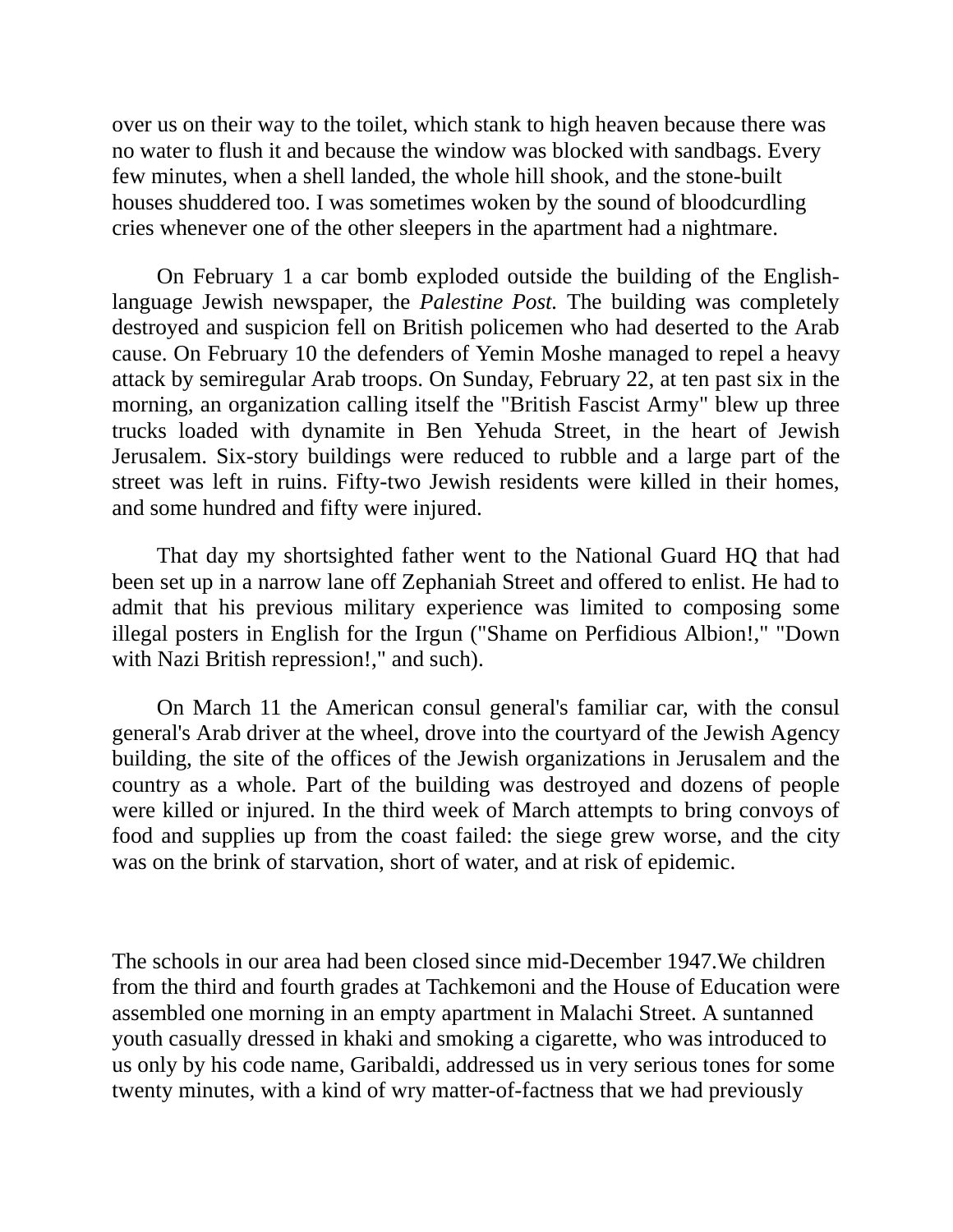over us on their way to the toilet, which stank to high heaven because there was no water to flush it and because the window was blocked with sandbags. Every few minutes, when a shell landed, the whole hill shook, and the stone-built houses shuddered too. I was sometimes woken by the sound of bloodcurdling cries whenever one of the other sleepers in the apartment had a nightmare.

On February 1 a car bomb exploded outside the building of the English-language Jewish newspaper, the *Palestine Post.* The building was completely destroyed and suspicion fell on British policemen who had deserted to the Arab cause. On February 10 the defenders of Yemin Moshe managed to repel a heavy attack by semiregular Arab troops. On Sunday, February 22, at ten past six in the morning, an organization calling itself the "British Fascist Army" blew up three trucks loaded with dynamite in Ben Yehuda Street, in the heart of Jewish Jerusalem. Six-story buildings were reduced to rubble and a large part of the street was left in ruins. Fifty-two Jewish residents were killed in their homes, and some hundred and fifty were injured.

That day my shortsighted father went to the National Guard HQ that had been set up in a narrow lane off Zephaniah Street and offered to enlist. He had to admit that his previous military experience was limited to composing some illegal posters in English for the Irgun ("Shame on Perfidious Albion!," "Down with Nazi British repression!," and such).

On March 11 the American consul general's familiar car, with the consul general's Arab driver at the wheel, drove into the courtyard of the Jewish Agency building, the site of the offices of the Jewish organizations in Jerusalem and the country as a whole. Part of the building was destroyed and dozens of people were killed or injured. In the third week of March attempts to bring convoys of food and supplies up from the coast failed: the siege grew worse, and the city was on the brink of starvation, short of water, and at risk of epidemic.

The schools in our area had been closed since mid-December 1947.We children from the third and fourth grades at Tachkemoni and the House of Education were assembled one morning in an empty apartment in Malachi Street. A suntanned youth casually dressed in khaki and smoking a cigarette, who was introduced to us only by his code name, Garibaldi, addressed us in very serious tones for some twenty minutes, with a kind of wry matter-of-factness that we had previously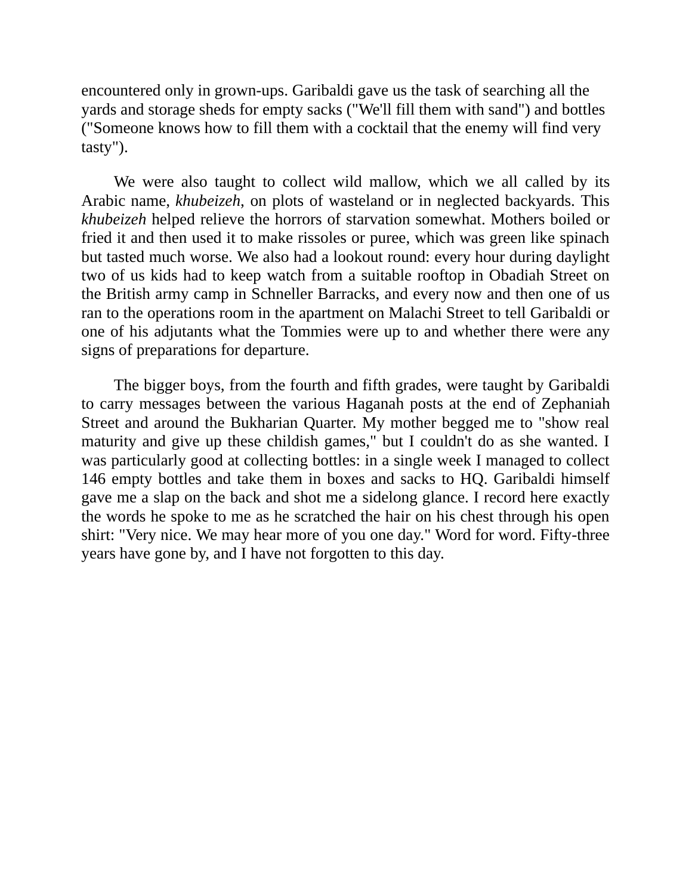encountered only in grown-ups. Garibaldi gave us the task of searching all the yards and storage sheds for empty sacks ("We'll fill them with sand") and bottles ("Someone knows how to fill them with a cocktail that the enemy will find very tasty").

We were also taught to collect wild mallow, which we all called by its Arabic name, *khubeizeh*, on plots of wasteland or in neglected backyards. This *khubeizeh* helped relieve the horrors of starvation somewhat. Mothers boiled or fried it and then used it to make rissoles or puree, which was green like spinach but tasted much worse. We also had a lookout round: every hour during daylight two of us kids had to keep watch from a suitable rooftop in Obadiah Street on the British army camp in Schneller Barracks, and every now and then one of us ran to the operations room in the apartment on Malachi Street to tell Garibaldi or one of his adjutants what the Tommies were up to and whether there were any signs of preparations for departure.

The bigger boys, from the fourth and fifth grades, were taught by Garibaldi to carry messages between the various Haganah posts at the end of Zephaniah Street and around the Bukharian Quarter. My mother begged me to "show real maturity and give up these childish games," but I couldn't do as she wanted. I was particularly good at collecting bottles: in a single week I managed to collect 146 empty bottles and take them in boxes and sacks to HQ. Garibaldi himself gave me a slap on the back and shot me a sidelong glance. I record here exactly the words he spoke to me as he scratched the hair on his chest through his open shirt: "Very nice. We may hear more of you one day." Word for word. Fifty-three years have gone by, and I have not forgotten to this day.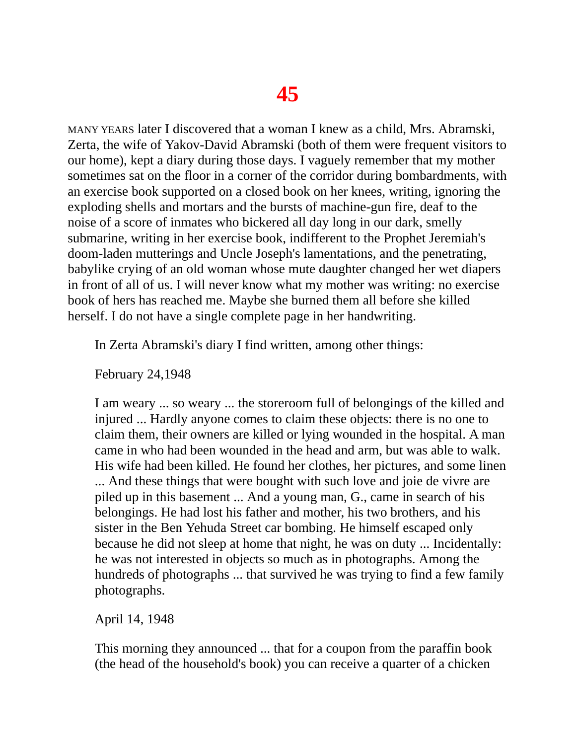# 45

MANY YEARS later I discovered that a woman I knew as a child, Mrs. Abramski, Zerta, the wife of Yakov-David Abramski (both of them were frequent visitors to our home), kept a diary during those days. I vaguely remember that my mother sometimes sat on the floor in a corner of the corridor during bombardments, with an exercise book supported on a closed book on her knees, writing, ignoring the exploding shells and mortars and the bursts of machine-gun fire, deaf to the noise of a score of inmates who bickered all day long in our dark, smelly submarine, writing in her exercise book, indifferent to the Prophet Jeremiah's doom-laden mutterings and Uncle Joseph's lamentations, and the penetrating, babylike crying of an old woman whose mute daughter changed her wet diapers in front of all of us. I will never know what my mother was writing: no exercise book of hers has reached me. Maybe she burned them all before she killed herself. I do not have a single complete page in her handwriting.

In Zerta Abramski's diary I find written, among other things:

February 24,1948

I am weary ... so weary ... the storeroom full of belongings of the killed and injured ... Hardly anyone comes to claim these objects: there is no one to claim them, their owners are killed or lying wounded in the hospital. A man came in who had been wounded in the head and arm, but was able to walk. His wife had been killed. He found her clothes, her pictures, and some linen ... And these things that were bought with such love and joie de vivre are piled up in this basement ... And a young man, G., came in search of his belongings. He had lost his father and mother, his two brothers, and his sister in the Ben Yehuda Street car bombing. He himself escaped only because he did not sleep at home that night, he was on duty ... Incidentally: he was not interested in objects so much as in photographs. Among the hundreds of photographs ... that survived he was trying to find a few family photographs.

April 14, 1948

This morning they announced ... that for a coupon from the paraffin book (the head of the household's book) you can receive a quarter of a chicken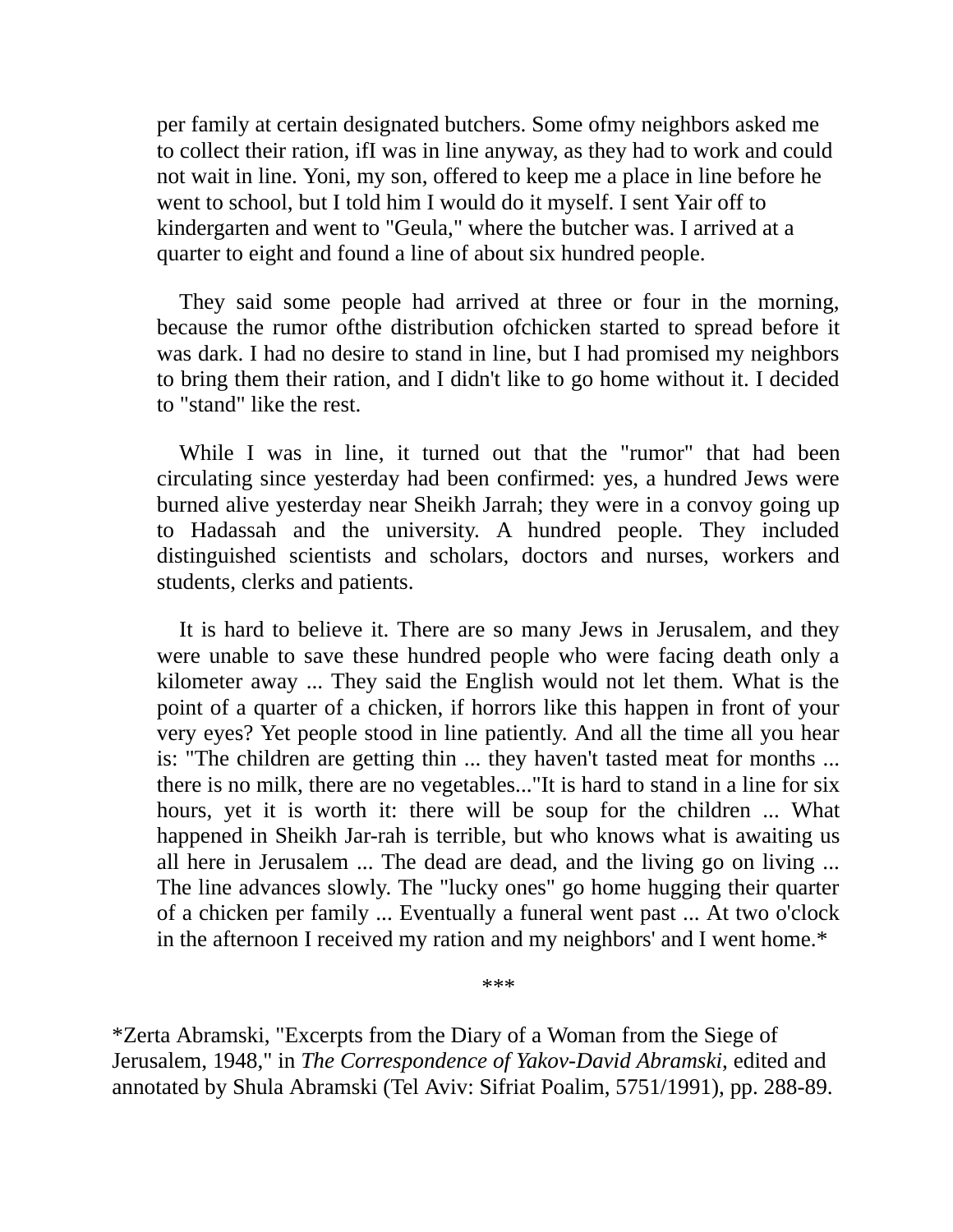per family at certain designated butchers. Some ofmy neighbors asked me to collect their ration, ifI was in line anyway, as they had to work and could not wait in line. Yoni, my son, offered to keep me a place in line before he went to school, but I told him I would do it myself. I sent Yair off to kindergarten and went to "Geula," where the butcher was. I arrived at a quarter to eight and found a line of about six hundred people.

They said some people had arrived at three or four in the morning, because the rumor ofthe distribution ofchicken started to spread before it was dark. I had no desire to stand in line, but I had promised my neighbors to bring them their ration, and I didn't like to go home without it. I decided to "stand" like the rest.

While I was in line, it turned out that the "rumor" that had been circulating since yesterday had been confirmed: yes, a hundred Jews were burned alive yesterday near Sheikh Jarrah; they were in a convoy going up to Hadassah and the university. A hundred people. They included distinguished scientists and scholars, doctors and nurses, workers and students, clerks and patients.

It is hard to believe it. There are so many Jews in Jerusalem, and they were unable to save these hundred people who were facing death only a kilometer away ... They said the English would not let them. What is the point of a quarter of a chicken, if horrors like this happen in front of your very eyes? Yet people stood in line patiently. And all the time all you hear is: "The children are getting thin ... they haven't tasted meat for months ... there is no milk, there are no vegetables..."It is hard to stand in a line for six hours, yet it is worth it: there will be soup for the children ... What happened in Sheikh Jar-rah is terrible, but who knows what is awaiting us all here in Jerusalem ... The dead are dead, and the living go on living ... The line advances slowly. The "lucky ones" go home hugging their quarter of a chicken per family ... Eventually a funeral went past ... At two o'clock in the afternoon I received my ration and my neighbors' and I went home.*

***

*Zerta Abramski, "Excerpts from the Diary of a Woman from the Siege of Jerusalem, 1948," in *The Correspondence of Yakov-David Abramski*, edited and annotated by Shula Abramski (Tel Aviv: Sifriat Poalim, 5751/1991), pp. 288-89.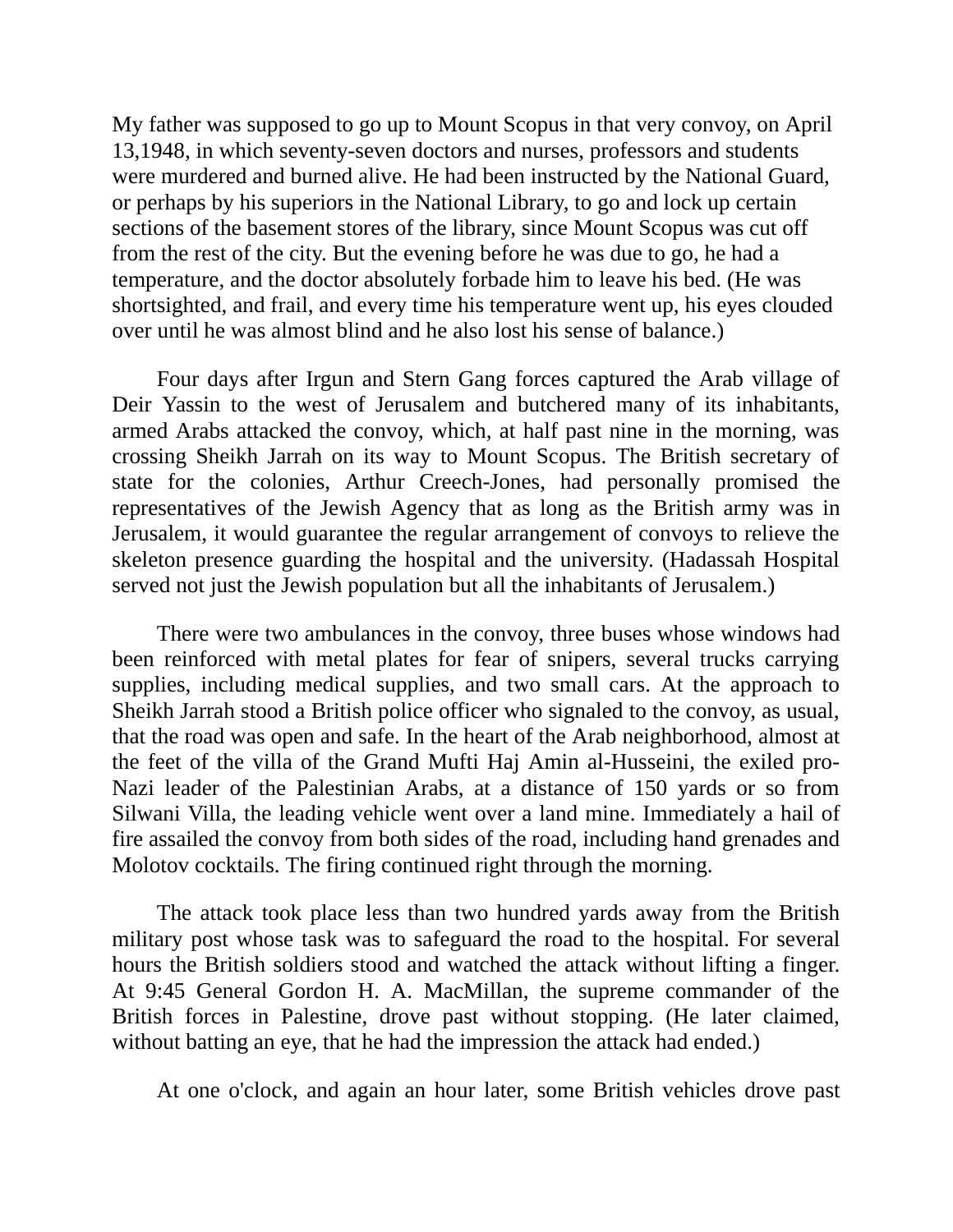My father was supposed to go up to Mount Scopus in that very convoy, on April 13,1948, in which seventy-seven doctors and nurses, professors and students were murdered and burned alive. He had been instructed by the National Guard, or perhaps by his superiors in the National Library, to go and lock up certain sections of the basement stores of the library, since Mount Scopus was cut off from the rest of the city. But the evening before he was due to go, he had a temperature, and the doctor absolutely forbade him to leave his bed. (He was shortsighted, and frail, and every time his temperature went up, his eyes clouded over until he was almost blind and he also lost his sense of balance.)

Four days after Irgun and Stern Gang forces captured the Arab village of Deir Yassin to the west of Jerusalem and butchered many of its inhabitants, armed Arabs attacked the convoy, which, at half past nine in the morning, was crossing Sheikh Jarrah on its way to Mount Scopus. The British secretary of state for the colonies, Arthur Creech-Jones, had personally promised the representatives of the Jewish Agency that as long as the British army was in Jerusalem, it would guarantee the regular arrangement of convoys to relieve the skeleton presence guarding the hospital and the university. (Hadassah Hospital served not just the Jewish population but all the inhabitants of Jerusalem.)

There were two ambulances in the convoy, three buses whose windows had been reinforced with metal plates for fear of snipers, several trucks carrying supplies, including medical supplies, and two small cars. At the approach to Sheikh Jarrah stood a British police officer who signaled to the convoy, as usual, that the road was open and safe. In the heart of the Arab neighborhood, almost at the feet of the villa of the Grand Mufti Haj Amin al-Husseini, the exiled pro-Nazi leader of the Palestinian Arabs, at a distance of 150 yards or so from Silwani Villa, the leading vehicle went over a land mine. Immediately a hail of fire assailed the convoy from both sides of the road, including hand grenades and Molotov cocktails. The firing continued right through the morning.

The attack took place less than two hundred yards away from the British military post whose task was to safeguard the road to the hospital. For several hours the British soldiers stood and watched the attack without lifting a finger. At 9:45 General Gordon H. A. MacMillan, the supreme commander of the British forces in Palestine, drove past without stopping. (He later claimed, without batting an eye, that he had the impression the attack had ended.)

At one o'clock, and again an hour later, some British vehicles drove past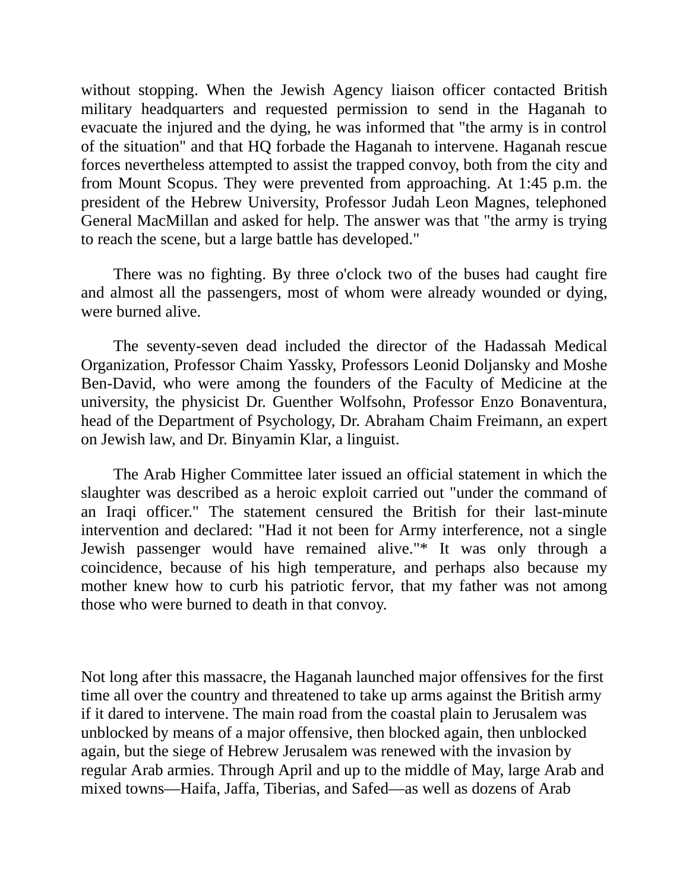without stopping. When the Jewish Agency liaison officer contacted British military headquarters and requested permission to send in the Haganah to evacuate the injured and the dying, he was informed that "the army is in control of the situation" and that HQ forbade the Haganah to intervene. Haganah rescue forces nevertheless attempted to assist the trapped convoy, both from the city and from Mount Scopus. They were prevented from approaching. At 1:45 p.m. the president of the Hebrew University, Professor Judah Leon Magnes, telephoned General MacMillan and asked for help. The answer was that "the army is trying to reach the scene, but a large battle has developed."

There was no fighting. By three o'clock two of the buses had caught fire and almost all the passengers, most of whom were already wounded or dying, were burned alive.

The seventy-seven dead included the director of the Hadassah Medical Organization, Professor Chaim Yassky, Professors Leonid Doljansky and Moshe Ben-David, who were among the founders of the Faculty of Medicine at the university, the physicist Dr. Guenther Wolfsohn, Professor Enzo Bonaventura, head of the Department of Psychology, Dr. Abraham Chaim Freimann, an expert on Jewish law, and Dr. Binyamin Klar, a linguist.

The Arab Higher Committee later issued an official statement in which the slaughter was described as a heroic exploit carried out "under the command of an Iraqi officer." The statement censured the British for their last-minute intervention and declared: "Had it not been for Army interference, not a single Jewish passenger would have remained alive."* It was only through a coincidence, because of his high temperature, and perhaps also because my mother knew how to curb his patriotic fervor, that my father was not among those who were burned to death in that convoy.

Not long after this massacre, the Haganah launched major offensives for the first time all over the country and threatened to take up arms against the British army if it dared to intervene. The main road from the coastal plain to Jerusalem was unblocked by means of a major offensive, then blocked again, then unblocked again, but the siege of Hebrew Jerusalem was renewed with the invasion by regular Arab armies. Through April and up to the middle of May, large Arab and mixed towns—Haifa, Jaffa, Tiberias, and Safed—as well as dozens of Arab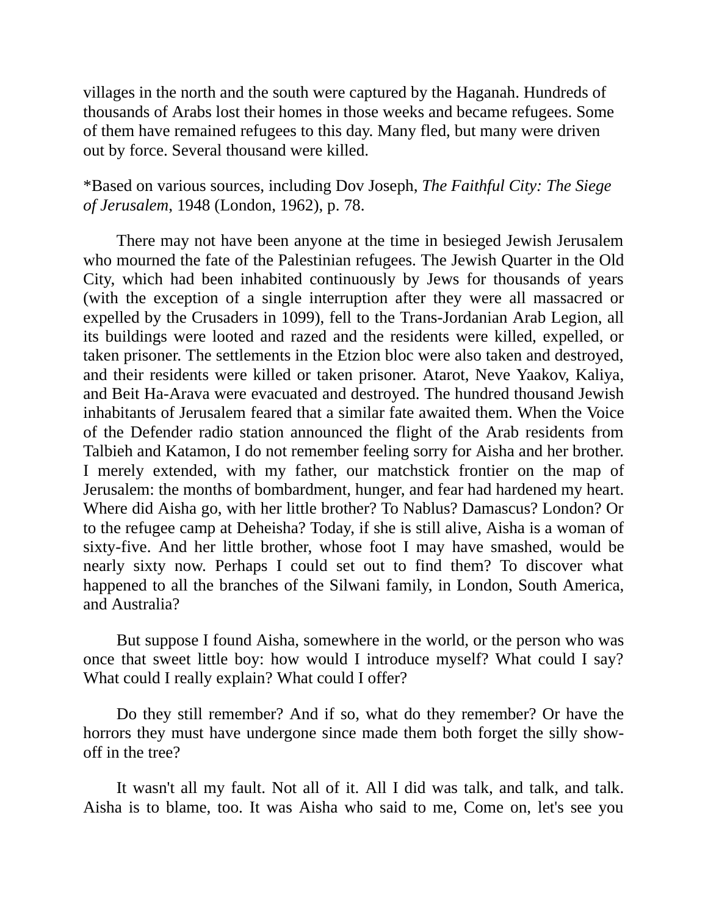villages in the north and the south were captured by the Haganah. Hundreds of thousands of Arabs lost their homes in those weeks and became refugees. Some of them have remained refugees to this day. Many fled, but many were driven out by force. Several thousand were killed.

*Based on various sources, including Dov Joseph, *The Faithful City: The Siege of Jerusalem,* 1948 (London, 1962), p. 78.

There may not have been anyone at the time in besieged Jewish Jerusalem who mourned the fate of the Palestinian refugees. The Jewish Quarter in the Old City, which had been inhabited continuously by Jews for thousands of years (with the exception of a single interruption after they were all massacred or expelled by the Crusaders in 1099), fell to the Trans-Jordanian Arab Legion, all its buildings were looted and razed and the residents were killed, expelled, or taken prisoner. The settlements in the Etzion bloc were also taken and destroyed, and their residents were killed or taken prisoner. Atarot, Neve Yaakov, Kaliya, and Beit Ha-Arava were evacuated and destroyed. The hundred thousand Jewish inhabitants of Jerusalem feared that a similar fate awaited them. When the Voice of the Defender radio station announced the flight of the Arab residents from Talbieh and Katamon, I do not remember feeling sorry for Aisha and her brother. I merely extended, with my father, our matchstick frontier on the map of Jerusalem: the months of bombardment, hunger, and fear had hardened my heart. Where did Aisha go, with her little brother? To Nablus? Damascus? London? Or to the refugee camp at Deheisha? Today, if she is still alive, Aisha is a woman of sixty-five. And her little brother, whose foot I may have smashed, would be nearly sixty now. Perhaps I could set out to find them? To discover what happened to all the branches of the Silwani family, in London, South America, and Australia?

But suppose I found Aisha, somewhere in the world, or the person who was once that sweet little boy: how would I introduce myself? What could I say? What could I really explain? What could I offer?

Do they still remember? And if so, what do they remember? Or have the horrors they must have undergone since made them both forget the silly show-off in the tree?

It wasn't all my fault. Not all of it. All I did was talk, and talk, and talk. Aisha is to blame, too. It was Aisha who said to me, Come on, let's see you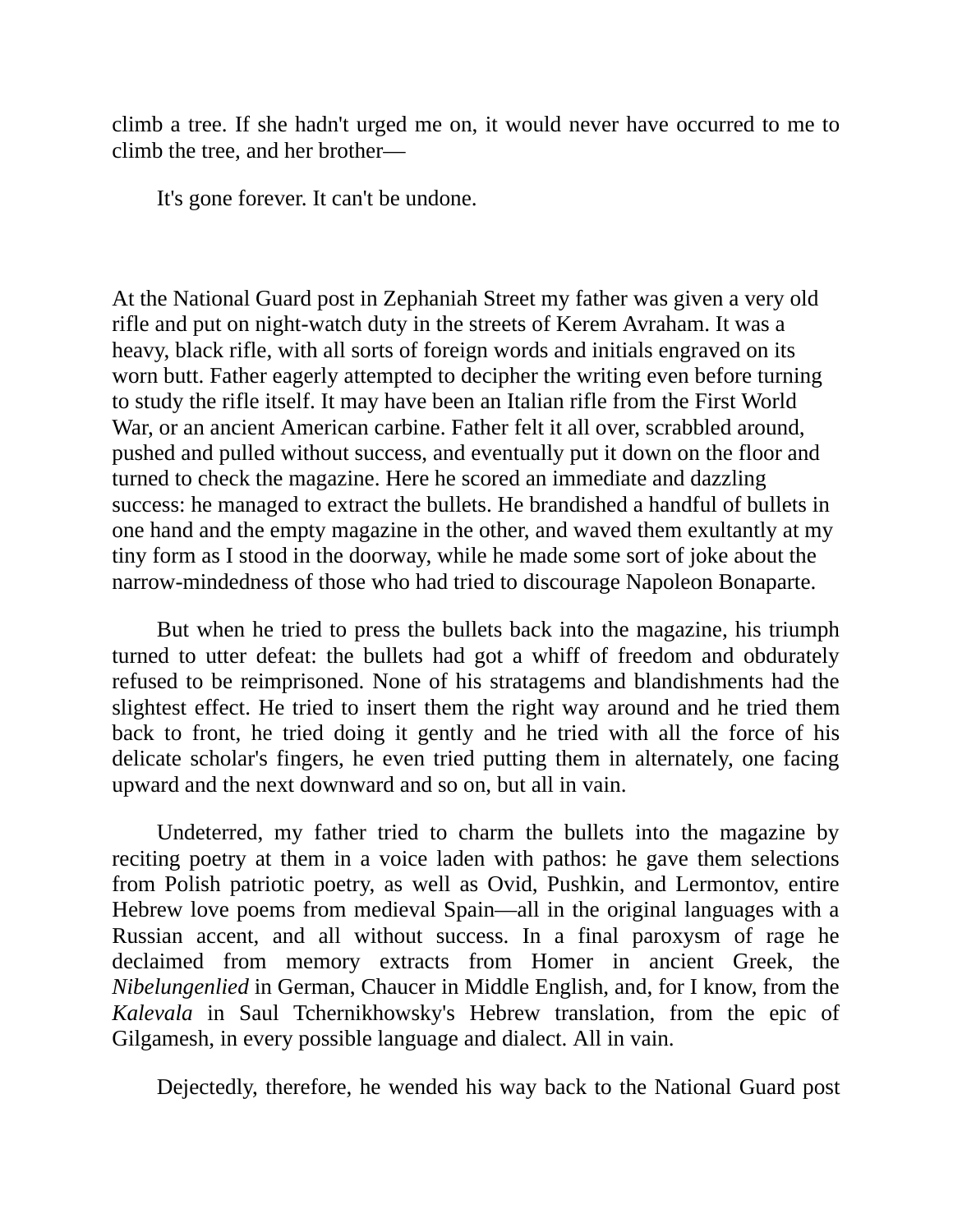climb a tree. If she hadn't urged me on, it would never have occurred to me to climb the tree, and her brother—

It's gone forever. It can't be undone.

At the National Guard post in Zephaniah Street my father was given a very old rifle and put on night-watch duty in the streets of Kerem Avraham. It was a heavy, black rifle, with all sorts of foreign words and initials engraved on its worn butt. Father eagerly attempted to decipher the writing even before turning to study the rifle itself. It may have been an Italian rifle from the First World War, or an ancient American carbine. Father felt it all over, scrabbled around, pushed and pulled without success, and eventually put it down on the floor and turned to check the magazine. Here he scored an immediate and dazzling success: he managed to extract the bullets. He brandished a handful of bullets in one hand and the empty magazine in the other, and waved them exultantly at my tiny form as I stood in the doorway, while he made some sort of joke about the narrow-mindedness of those who had tried to discourage Napoleon Bonaparte.

But when he tried to press the bullets back into the magazine, his triumph turned to utter defeat: the bullets had got a whiff of freedom and obdurately refused to be reimprisoned. None of his stratagems and blandishments had the slightest effect. He tried to insert them the right way around and he tried them back to front, he tried doing it gently and he tried with all the force of his delicate scholar's fingers, he even tried putting them in alternately, one facing upward and the next downward and so on, but all in vain.

Undeterred, my father tried to charm the bullets into the magazine by reciting poetry at them in a voice laden with pathos: he gave them selections from Polish patriotic poetry, as well as Ovid, Pushkin, and Lermontov, entire Hebrew love poems from medieval Spain—all in the original languages with a Russian accent, and all without success. In a final paroxysm of rage he declaimed from memory extracts from Homer in ancient Greek, the *Nibelungenlied* in German, Chaucer in Middle English, and, for I know, from the *Kalevala* in Saul Tchernikhowsky's Hebrew translation, from the epic of Gilgamesh, in every possible language and dialect. All in vain.

Dejectedly, therefore, he wended his way back to the National Guard post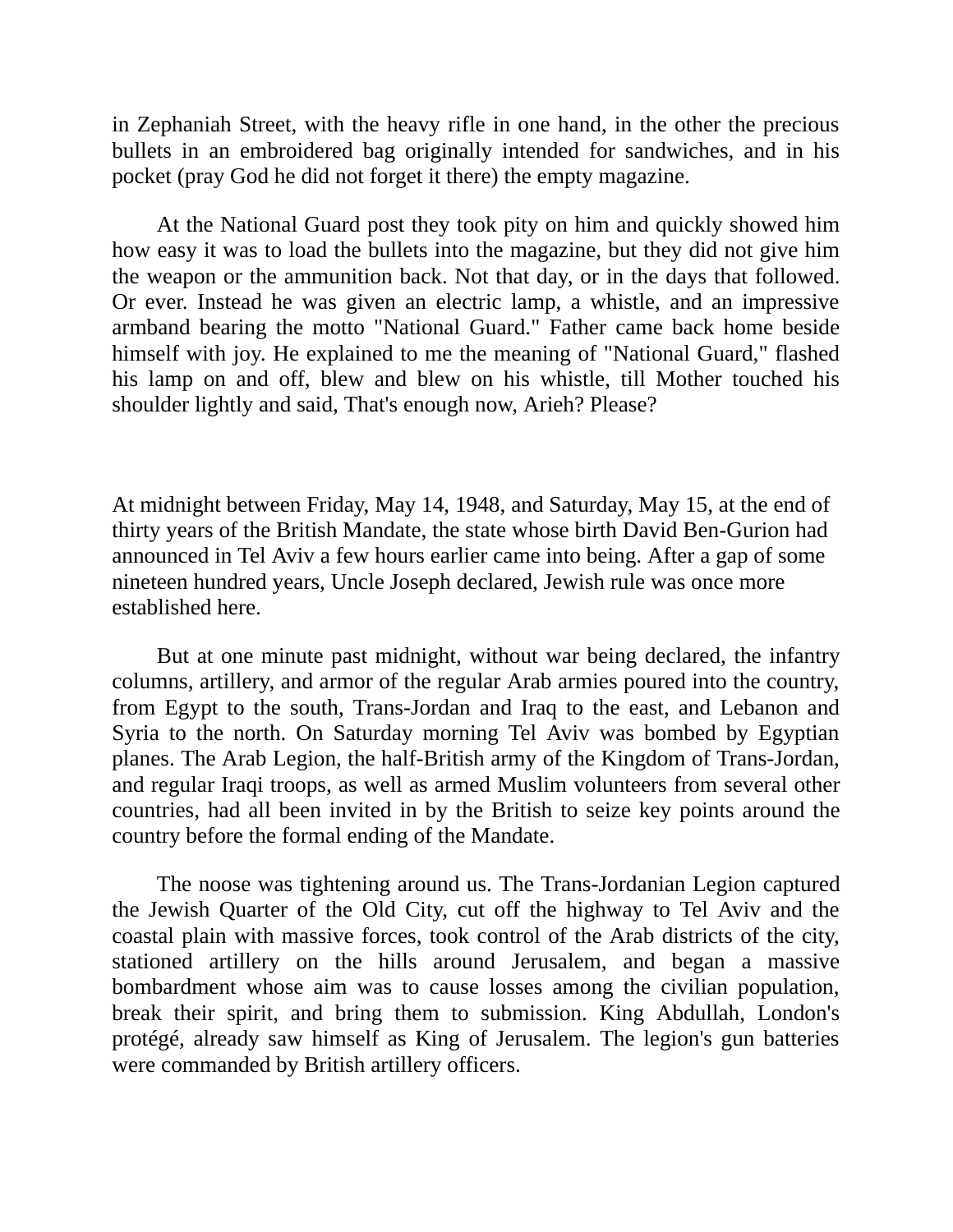in Zephaniah Street, with the heavy rifle in one hand, in the other the precious bullets in an embroidered bag originally intended for sandwiches, and in his pocket (pray God he did not forget it there) the empty magazine.

At the National Guard post they took pity on him and quickly showed him how easy it was to load the bullets into the magazine, but they did not give him the weapon or the ammunition back. Not that day, or in the days that followed. Or ever. Instead he was given an electric lamp, a whistle, and an impressive armband bearing the motto "National Guard." Father came back home beside himself with joy. He explained to me the meaning of "National Guard," flashed his lamp on and off, blew and blew on his whistle, till Mother touched his shoulder lightly and said, That's enough now, Arieh? Please?

At midnight between Friday, May 14, 1948, and Saturday, May 15, at the end of thirty years of the British Mandate, the state whose birth David Ben-Gurion had announced in Tel Aviv a few hours earlier came into being. After a gap of some nineteen hundred years, Uncle Joseph declared, Jewish rule was once more established here.

But at one minute past midnight, without war being declared, the infantry columns, artillery, and armor of the regular Arab armies poured into the country, from Egypt to the south, Trans-Jordan and Iraq to the east, and Lebanon and Syria to the north. On Saturday morning Tel Aviv was bombed by Egyptian planes. The Arab Legion, the half-British army of the Kingdom of Trans-Jordan, and regular Iraqi troops, as well as armed Muslim volunteers from several other countries, had all been invited in by the British to seize key points around the country before the formal ending of the Mandate.

The noose was tightening around us. The Trans-Jordanian Legion captured the Jewish Quarter of the Old City, cut off the highway to Tel Aviv and the coastal plain with massive forces, took control of the Arab districts of the city, stationed artillery on the hills around Jerusalem, and began a massive bombardment whose aim was to cause losses among the civilian population, break their spirit, and bring them to submission. King Abdullah, London's protégé, already saw himself as King of Jerusalem. The legion's gun batteries were commanded by British artillery officers.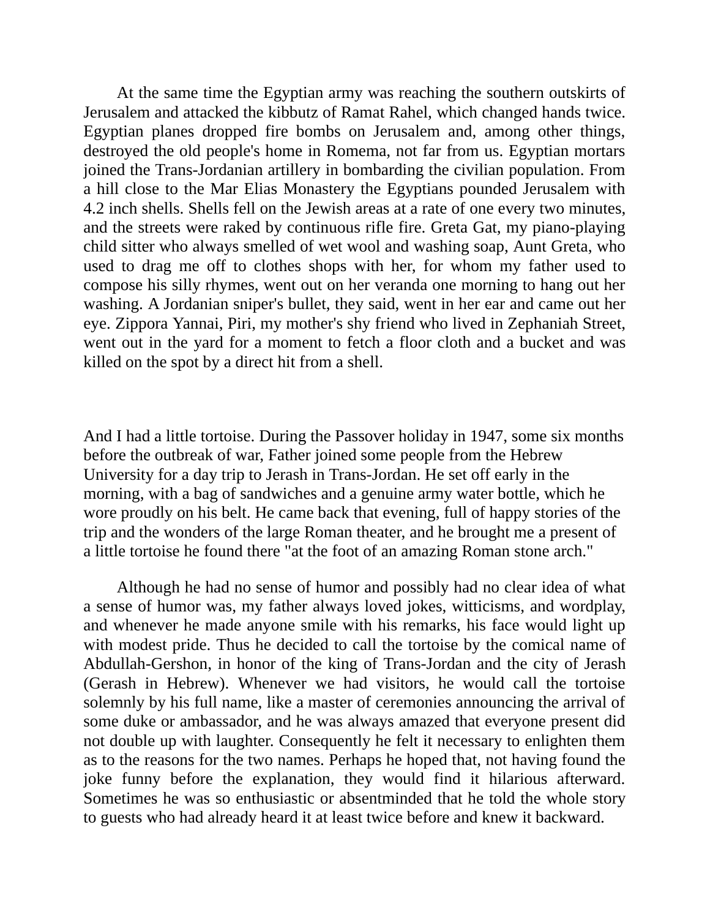At the same time the Egyptian army was reaching the southern outskirts of Jerusalem and attacked the kibbutz of Ramat Rahel, which changed hands twice. Egyptian planes dropped fire bombs on Jerusalem and, among other things, destroyed the old people's home in Romema, not far from us. Egyptian mortars joined the Trans-Jordanian artillery in bombarding the civilian population. From a hill close to the Mar Elias Monastery the Egyptians pounded Jerusalem with 4.2 inch shells. Shells fell on the Jewish areas at a rate of one every two minutes, and the streets were raked by continuous rifle fire. Greta Gat, my piano-playing child sitter who always smelled of wet wool and washing soap, Aunt Greta, who used to drag me off to clothes shops with her, for whom my father used to compose his silly rhymes, went out on her veranda one morning to hang out her washing. A Jordanian sniper's bullet, they said, went in her ear and came out her eye. Zippora Yannai, Piri, my mother's shy friend who lived in Zephaniah Street, went out in the yard for a moment to fetch a floor cloth and a bucket and was killed on the spot by a direct hit from a shell.

And I had a little tortoise. During the Passover holiday in 1947, some six months before the outbreak of war, Father joined some people from the Hebrew University for a day trip to Jerash in Trans-Jordan. He set off early in the morning, with a bag of sandwiches and a genuine army water bottle, which he wore proudly on his belt. He came back that evening, full of happy stories of the trip and the wonders of the large Roman theater, and he brought me a present of a little tortoise he found there "at the foot of an amazing Roman stone arch."

Although he had no sense of humor and possibly had no clear idea of what a sense of humor was, my father always loved jokes, witticisms, and wordplay, and whenever he made anyone smile with his remarks, his face would light up with modest pride. Thus he decided to call the tortoise by the comical name of Abdullah-Gershon, in honor of the king of Trans-Jordan and the city of Jerash (Gerash in Hebrew). Whenever we had visitors, he would call the tortoise solemnly by his full name, like a master of ceremonies announcing the arrival of some duke or ambassador, and he was always amazed that everyone present did not double up with laughter. Consequently he felt it necessary to enlighten them as to the reasons for the two names. Perhaps he hoped that, not having found the joke funny before the explanation, they would find it hilarious afterward. Sometimes he was so enthusiastic or absentminded that he told the whole story to guests who had already heard it at least twice before and knew it backward.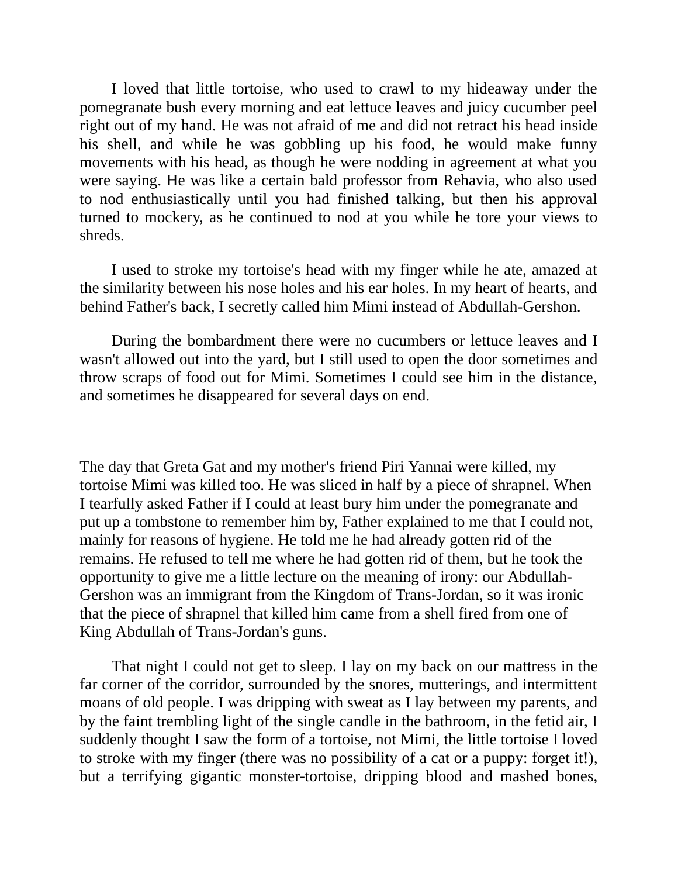I loved that little tortoise, who used to crawl to my hideaway under the pomegranate bush every morning and eat lettuce leaves and juicy cucumber peel right out of my hand. He was not afraid of me and did not retract his head inside his shell, and while he was gobbling up his food, he would make funny movements with his head, as though he were nodding in agreement at what you were saying. He was like a certain bald professor from Rehavia, who also used to nod enthusiastically until you had finished talking, but then his approval turned to mockery, as he continued to nod at you while he tore your views to shreds.

I used to stroke my tortoise's head with my finger while he ate, amazed at the similarity between his nose holes and his ear holes. In my heart of hearts, and behind Father's back, I secretly called him Mimi instead of Abdullah-Gershon.

During the bombardment there were no cucumbers or lettuce leaves and I wasn't allowed out into the yard, but I still used to open the door sometimes and throw scraps of food out for Mimi. Sometimes I could see him in the distance, and sometimes he disappeared for several days on end.

The day that Greta Gat and my mother's friend Piri Yannai were killed, my tortoise Mimi was killed too. He was sliced in half by a piece of shrapnel. When I tearfully asked Father if I could at least bury him under the pomegranate and put up a tombstone to remember him by, Father explained to me that I could not, mainly for reasons of hygiene. He told me he had already gotten rid of the remains. He refused to tell me where he had gotten rid of them, but he took the opportunity to give me a little lecture on the meaning of irony: our Abdullah-Gershon was an immigrant from the Kingdom of Trans-Jordan, so it was ironic that the piece of shrapnel that killed him came from a shell fired from one of King Abdullah of Trans-Jordan's guns.

That night I could not get to sleep. I lay on my back on our mattress in the far corner of the corridor, surrounded by the snores, mutterings, and intermittent moans of old people. I was dripping with sweat as I lay between my parents, and by the faint trembling light of the single candle in the bathroom, in the fetid air, I suddenly thought I saw the form of a tortoise, not Mimi, the little tortoise I loved to stroke with my finger (there was no possibility of a cat or a puppy: forget it!), but a terrifying gigantic monster-tortoise, dripping blood and mashed bones,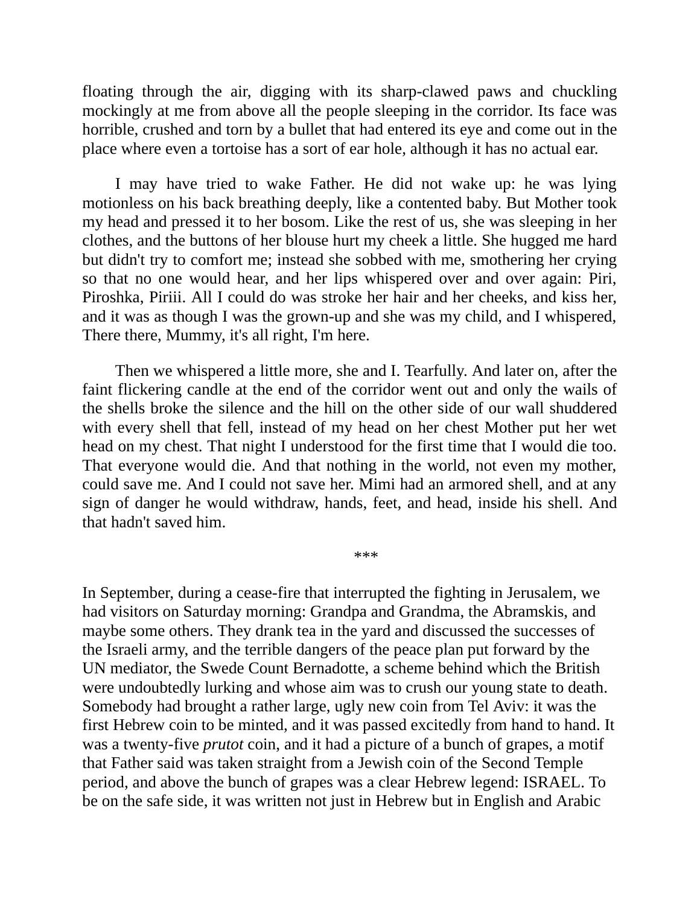floating through the air, digging with its sharp-clawed paws and chuckling mockingly at me from above all the people sleeping in the corridor. Its face was horrible, crushed and torn by a bullet that had entered its eye and come out in the place where even a tortoise has a sort of ear hole, although it has no actual ear.

I may have tried to wake Father. He did not wake up: he was lying motionless on his back breathing deeply, like a contented baby. But Mother took my head and pressed it to her bosom. Like the rest of us, she was sleeping in her clothes, and the buttons of her blouse hurt my cheek a little. She hugged me hard but didn't try to comfort me; instead she sobbed with me, smothering her crying so that no one would hear, and her lips whispered over and over again: Piri, Piroshka, Piriii. All I could do was stroke her hair and her cheeks, and kiss her, and it was as though I was the grown-up and she was my child, and I whispered, There there, Mummy, it's all right, I'm here.

Then we whispered a little more, she and I. Tearfully. And later on, after the faint flickering candle at the end of the corridor went out and only the wails of the shells broke the silence and the hill on the other side of our wall shuddered with every shell that fell, instead of my head on her chest Mother put her wet head on my chest. That night I understood for the first time that I would die too. That everyone would die. And that nothing in the world, not even my mother, could save me. And I could not save her. Mimi had an armored shell, and at any sign of danger he would withdraw, hands, feet, and head, inside his shell. And that hadn't saved him.

***

In September, during a cease-fire that interrupted the fighting in Jerusalem, we had visitors on Saturday morning: Grandpa and Grandma, the Abramskis, and maybe some others. They drank tea in the yard and discussed the successes of the Israeli army, and the terrible dangers of the peace plan put forward by the UN mediator, the Swede Count Bernadotte, a scheme behind which the British were undoubtedly lurking and whose aim was to crush our young state to death. Somebody had brought a rather large, ugly new coin from Tel Aviv: it was the first Hebrew coin to be minted, and it was passed excitedly from hand to hand. It was a twenty-five *prutot* coin, and it had a picture of a bunch of grapes, a motif that Father said was taken straight from a Jewish coin of the Second Temple period, and above the bunch of grapes was a clear Hebrew legend: ISRAEL. To be on the safe side, it was written not just in Hebrew but in English and Arabic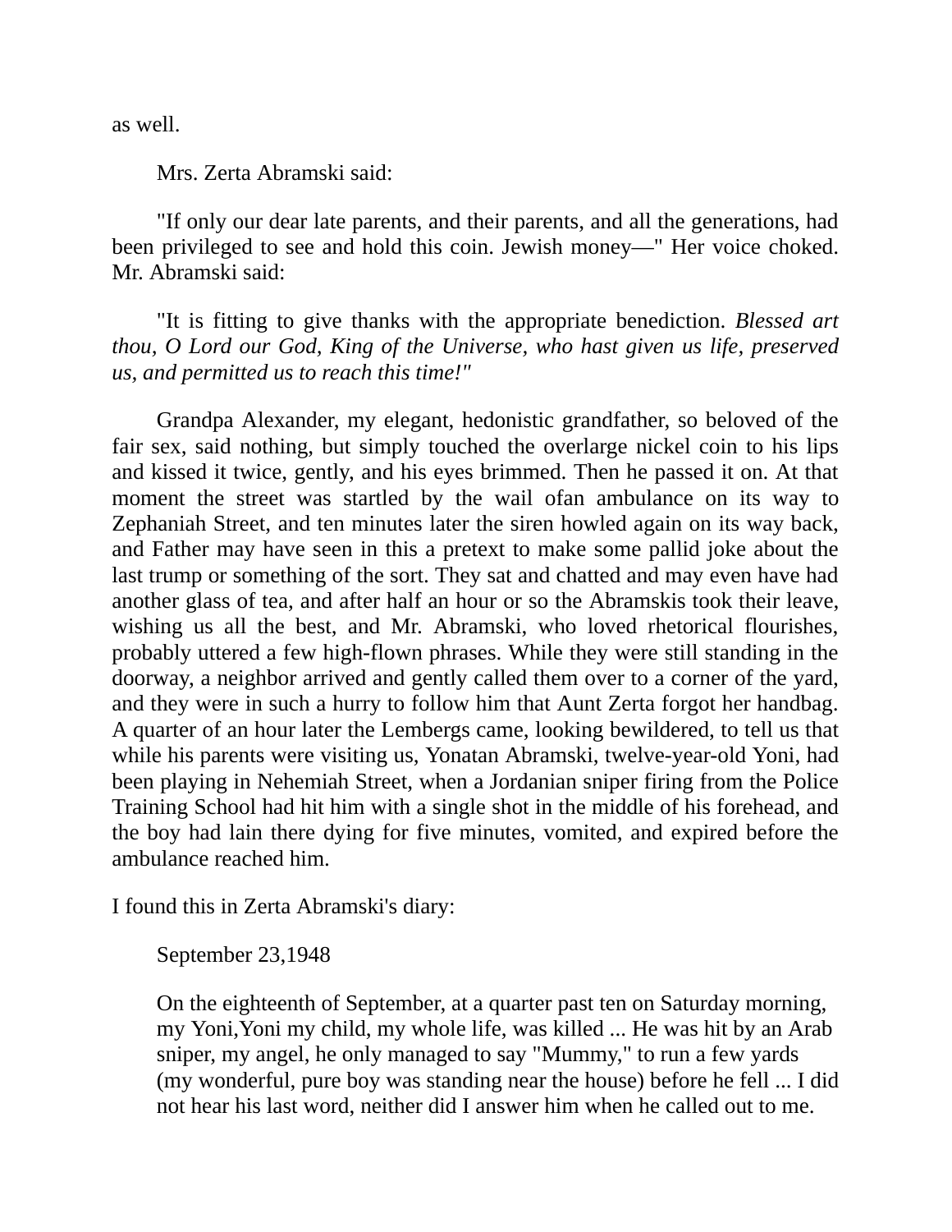as well.

Mrs. Zerta Abramski said:

"If only our dear late parents, and their parents, and all the generations, had been privileged to see and hold this coin. Jewish money—" Her voice choked. Mr. Abramski said:

"It is fitting to give thanks with the appropriate benediction. *Blessed art thou, O Lord our God, King of the Universe, who hast given us life, preserved us, and permitted us to reach this time!"*

Grandpa Alexander, my elegant, hedonistic grandfather, so beloved of the fair sex, said nothing, but simply touched the overlarge nickel coin to his lips and kissed it twice, gently, and his eyes brimmed. Then he passed it on. At that moment the street was startled by the wail ofan ambulance on its way to Zephaniah Street, and ten minutes later the siren howled again on its way back, and Father may have seen in this a pretext to make some pallid joke about the last trump or something of the sort. They sat and chatted and may even have had another glass of tea, and after half an hour or so the Abramskis took their leave, wishing us all the best, and Mr. Abramski, who loved rhetorical flourishes, probably uttered a few high-flown phrases. While they were still standing in the doorway, a neighbor arrived and gently called them over to a corner of the yard, and they were in such a hurry to follow him that Aunt Zerta forgot her handbag. A quarter of an hour later the Lembergs came, looking bewildered, to tell us that while his parents were visiting us, Yonatan Abramski, twelve-year-old Yoni, had been playing in Nehemiah Street, when a Jordanian sniper firing from the Police Training School had hit him with a single shot in the middle of his forehead, and the boy had lain there dying for five minutes, vomited, and expired before the ambulance reached him.

I found this in Zerta Abramski's diary:

> September 23,1948
>
> On the eighteenth of September, at a quarter past ten on Saturday morning, my Yoni,Yoni my child, my whole life, was killed ... He was hit by an Arab sniper, my angel, he only managed to say "Mummy," to run a few yards (my wonderful, pure boy was standing near the house) before he fell ... I did not hear his last word, neither did I answer him when he called out to me.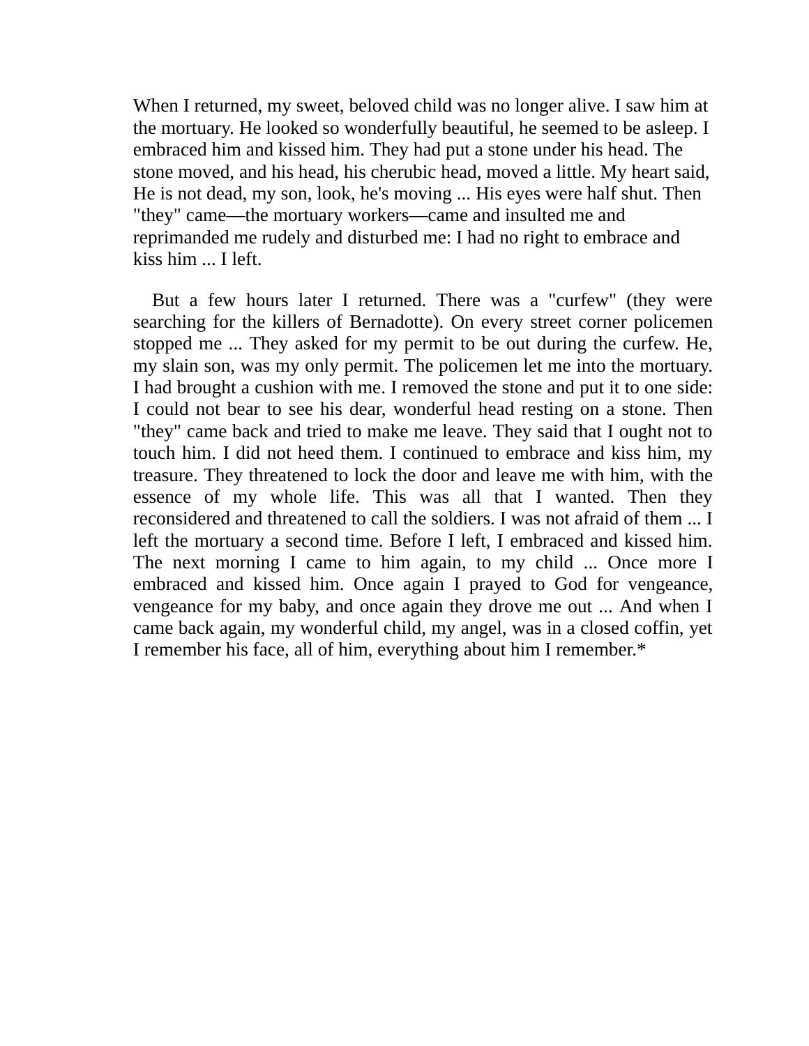When I returned, my sweet, beloved child was no longer alive. I saw him at the mortuary. He looked so wonderfully beautiful, he seemed to be asleep. I embraced him and kissed him. They had put a stone under his head. The stone moved, and his head, his cherubic head, moved a little. My heart said, He is not dead, my son, look, he's moving ... His eyes were half shut. Then "they" came—the mortuary workers—came and insulted me and reprimanded me rudely and disturbed me: I had no right to embrace and kiss him ... I left.

But a few hours later I returned. There was a "curfew" (they were searching for the killers of Bernadotte). On every street corner policemen stopped me ... They asked for my permit to be out during the curfew. He, my slain son, was my only permit. The policemen let me into the mortuary. I had brought a cushion with me. I removed the stone and put it to one side: I could not bear to see his dear, wonderful head resting on a stone. Then "they" came back and tried to make me leave. They said that I ought not to touch him. I did not heed them. I continued to embrace and kiss him, my treasure. They threatened to lock the door and leave me with him, with the essence of my whole life. This was all that I wanted. Then they reconsidered and threatened to call the soldiers. I was not afraid of them ... I left the mortuary a second time. Before I left, I embraced and kissed him. The next morning I came to him again, to my child ... Once more I embraced and kissed him. Once again I prayed to God for vengeance, vengeance for my baby, and once again they drove me out ... And when I came back again, my wonderful child, my angel, was in a closed coffin, yet I remember his face, all of him, everything about him I remember.*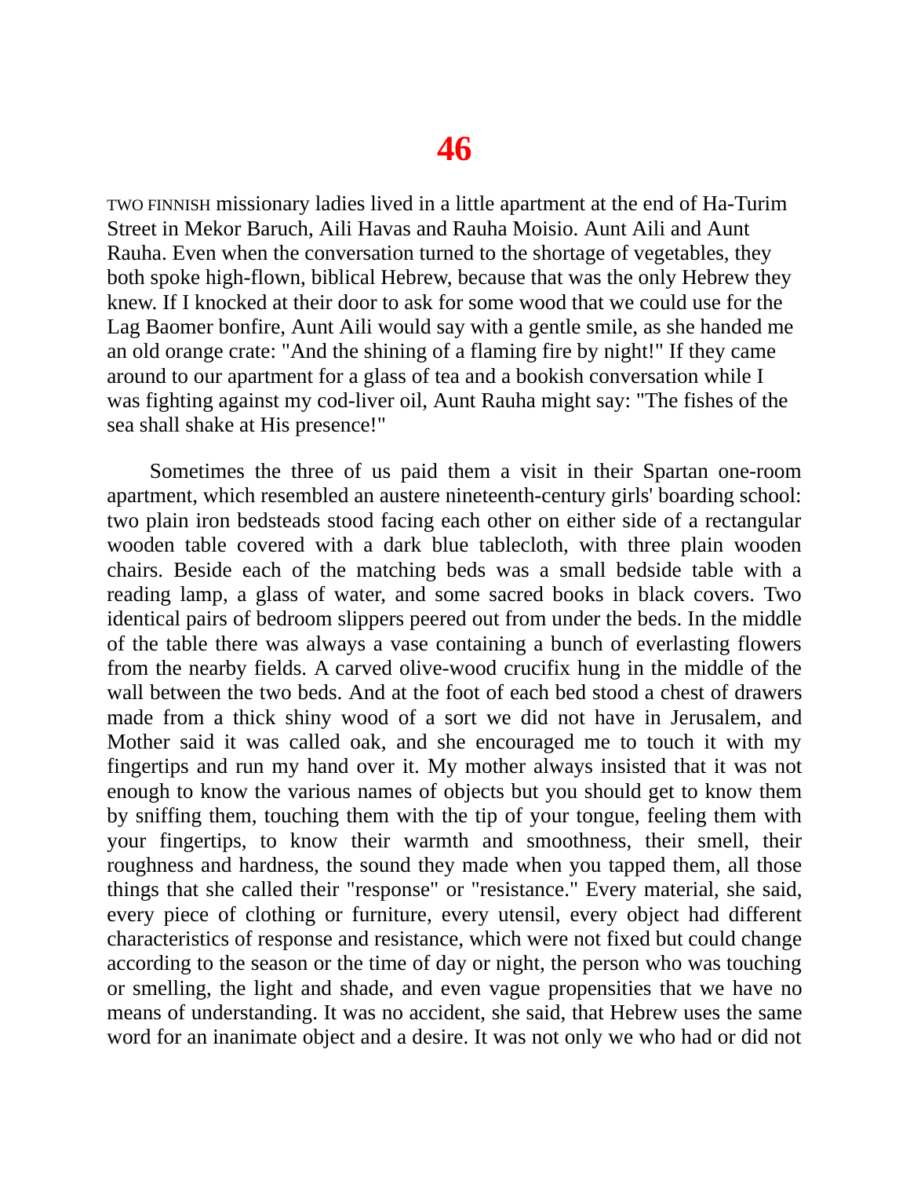# 46

TWO FINNISH missionary ladies lived in a little apartment at the end of Ha-Turim Street in Mekor Baruch, Aili Havas and Rauha Moisio. Aunt Aili and Aunt Rauha. Even when the conversation turned to the shortage of vegetables, they both spoke high-flown, biblical Hebrew, because that was the only Hebrew they knew. If I knocked at their door to ask for some wood that we could use for the Lag Baomer bonfire, Aunt Aili would say with a gentle smile, as she handed me an old orange crate: "And the shining of a flaming fire by night!" If they came around to our apartment for a glass of tea and a bookish conversation while I was fighting against my cod-liver oil, Aunt Rauha might say: "The fishes of the sea shall shake at His presence!"

Sometimes the three of us paid them a visit in their Spartan one-room apartment, which resembled an austere nineteenth-century girls' boarding school: two plain iron bedsteads stood facing each other on either side of a rectangular wooden table covered with a dark blue tablecloth, with three plain wooden chairs. Beside each of the matching beds was a small bedside table with a reading lamp, a glass of water, and some sacred books in black covers. Two identical pairs of bedroom slippers peered out from under the beds. In the middle of the table there was always a vase containing a bunch of everlasting flowers from the nearby fields. A carved olive-wood crucifix hung in the middle of the wall between the two beds. And at the foot of each bed stood a chest of drawers made from a thick shiny wood of a sort we did not have in Jerusalem, and Mother said it was called oak, and she encouraged me to touch it with my fingertips and run my hand over it. My mother always insisted that it was not enough to know the various names of objects but you should get to know them by sniffing them, touching them with the tip of your tongue, feeling them with your fingertips, to know their warmth and smoothness, their smell, their roughness and hardness, the sound they made when you tapped them, all those things that she called their "response" or "resistance." Every material, she said, every piece of clothing or furniture, every utensil, every object had different characteristics of response and resistance, which were not fixed but could change according to the season or the time of day or night, the person who was touching or smelling, the light and shade, and even vague propensities that we have no means of understanding. It was no accident, she said, that Hebrew uses the same word for an inanimate object and a desire. It was not only we who had or did not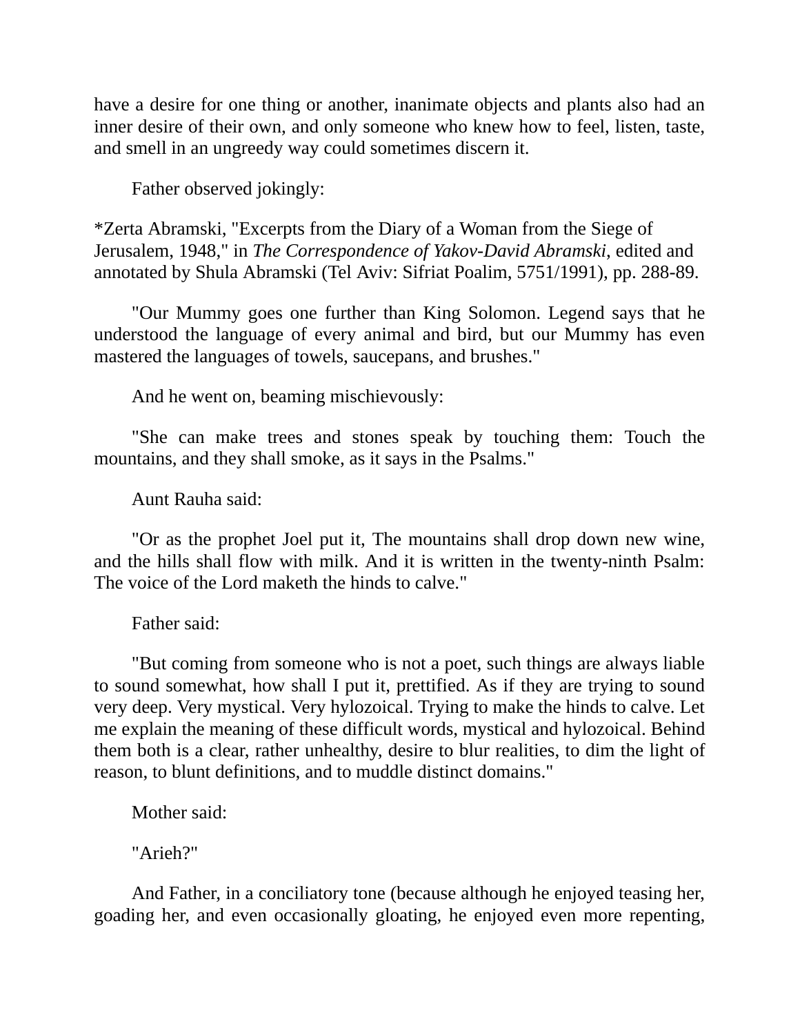have a desire for one thing or another, inanimate objects and plants also had an inner desire of their own, and only someone who knew how to feel, listen, taste, and smell in an ungreedy way could sometimes discern it.

Father observed jokingly:

*Zerta Abramski, "Excerpts from the Diary of a Woman from the Siege of Jerusalem, 1948," in *The Correspondence of Yakov-David Abramski*, edited and annotated by Shula Abramski (Tel Aviv: Sifriat Poalim, 5751/1991), pp. 288-89.

"Our Mummy goes one further than King Solomon. Legend says that he understood the language of every animal and bird, but our Mummy has even mastered the languages of towels, saucepans, and brushes."

And he went on, beaming mischievously:

"She can make trees and stones speak by touching them: Touch the mountains, and they shall smoke, as it says in the Psalms."

Aunt Rauha said:

"Or as the prophet Joel put it, The mountains shall drop down new wine, and the hills shall flow with milk. And it is written in the twenty-ninth Psalm: The voice of the Lord maketh the hinds to calve."

Father said:

"But coming from someone who is not a poet, such things are always liable to sound somewhat, how shall I put it, prettified. As if they are trying to sound very deep. Very mystical. Very hylozoical. Trying to make the hinds to calve. Let me explain the meaning of these difficult words, mystical and hylozoical. Behind them both is a clear, rather unhealthy, desire to blur realities, to dim the light of reason, to blunt definitions, and to muddle distinct domains."

Mother said:

"Arieh?"

And Father, in a conciliatory tone (because although he enjoyed teasing her, goading her, and even occasionally gloating, he enjoyed even more repenting,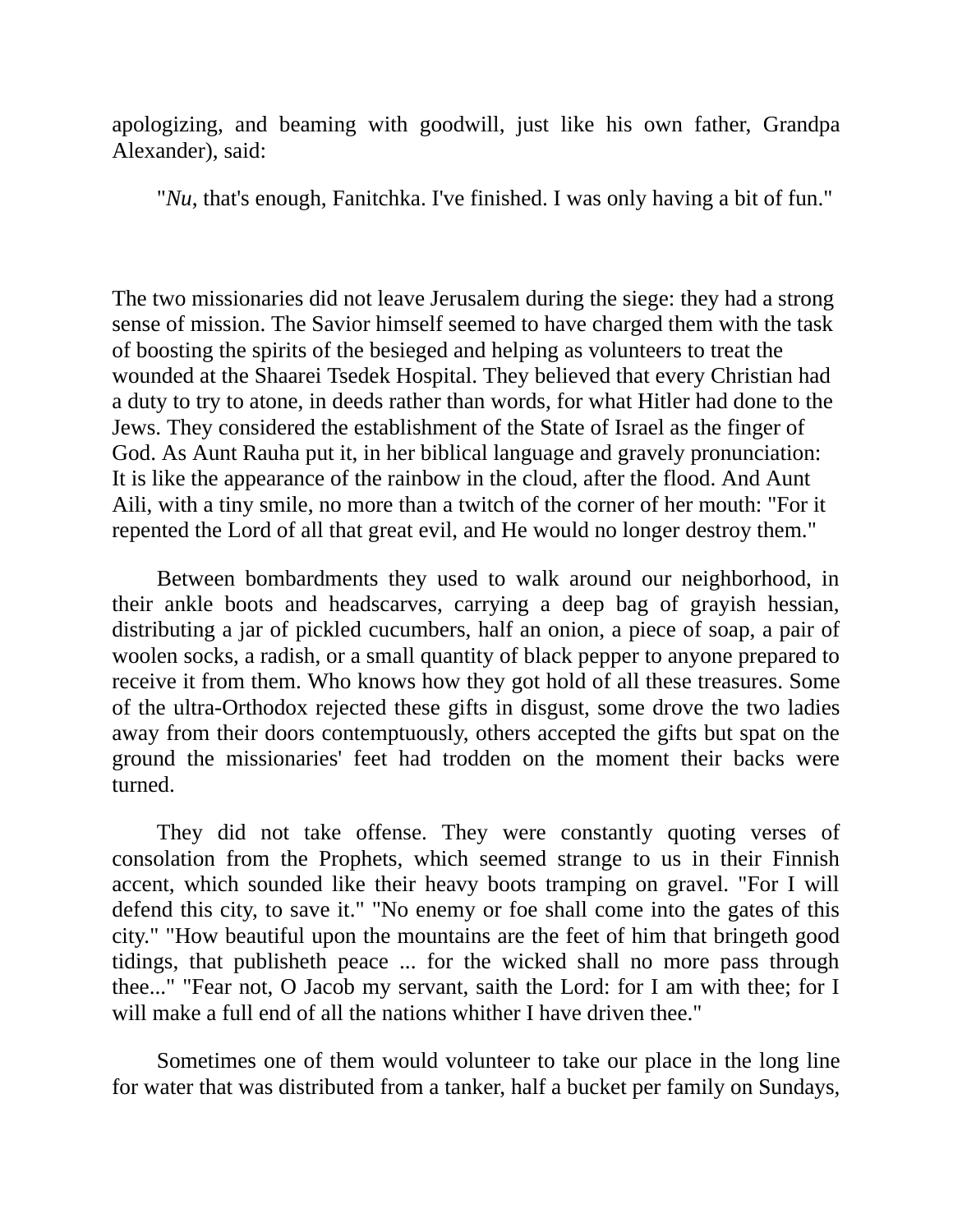apologizing, and beaming with goodwill, just like his own father, Grandpa Alexander), said:

"*Nu*, that's enough, Fanitchka. I've finished. I was only having a bit of fun."

The two missionaries did not leave Jerusalem during the siege: they had a strong sense of mission. The Savior himself seemed to have charged them with the task of boosting the spirits of the besieged and helping as volunteers to treat the wounded at the Shaarei Tsedek Hospital. They believed that every Christian had a duty to try to atone, in deeds rather than words, for what Hitler had done to the Jews. They considered the establishment of the State of Israel as the finger of God. As Aunt Rauha put it, in her biblical language and gravely pronunciation: It is like the appearance of the rainbow in the cloud, after the flood. And Aunt Aili, with a tiny smile, no more than a twitch of the corner of her mouth: "For it repented the Lord of all that great evil, and He would no longer destroy them."

Between bombardments they used to walk around our neighborhood, in their ankle boots and headscarves, carrying a deep bag of grayish hessian, distributing a jar of pickled cucumbers, half an onion, a piece of soap, a pair of woolen socks, a radish, or a small quantity of black pepper to anyone prepared to receive it from them. Who knows how they got hold of all these treasures. Some of the ultra-Orthodox rejected these gifts in disgust, some drove the two ladies away from their doors contemptuously, others accepted the gifts but spat on the ground the missionaries' feet had trodden on the moment their backs were turned.

They did not take offense. They were constantly quoting verses of consolation from the Prophets, which seemed strange to us in their Finnish accent, which sounded like their heavy boots tramping on gravel. "For I will defend this city, to save it." "No enemy or foe shall come into the gates of this city." "How beautiful upon the mountains are the feet of him that bringeth good tidings, that publisheth peace ... for the wicked shall no more pass through thee..." "Fear not, O Jacob my servant, saith the Lord: for I am with thee; for I will make a full end of all the nations whither I have driven thee."

Sometimes one of them would volunteer to take our place in the long line for water that was distributed from a tanker, half a bucket per family on Sundays,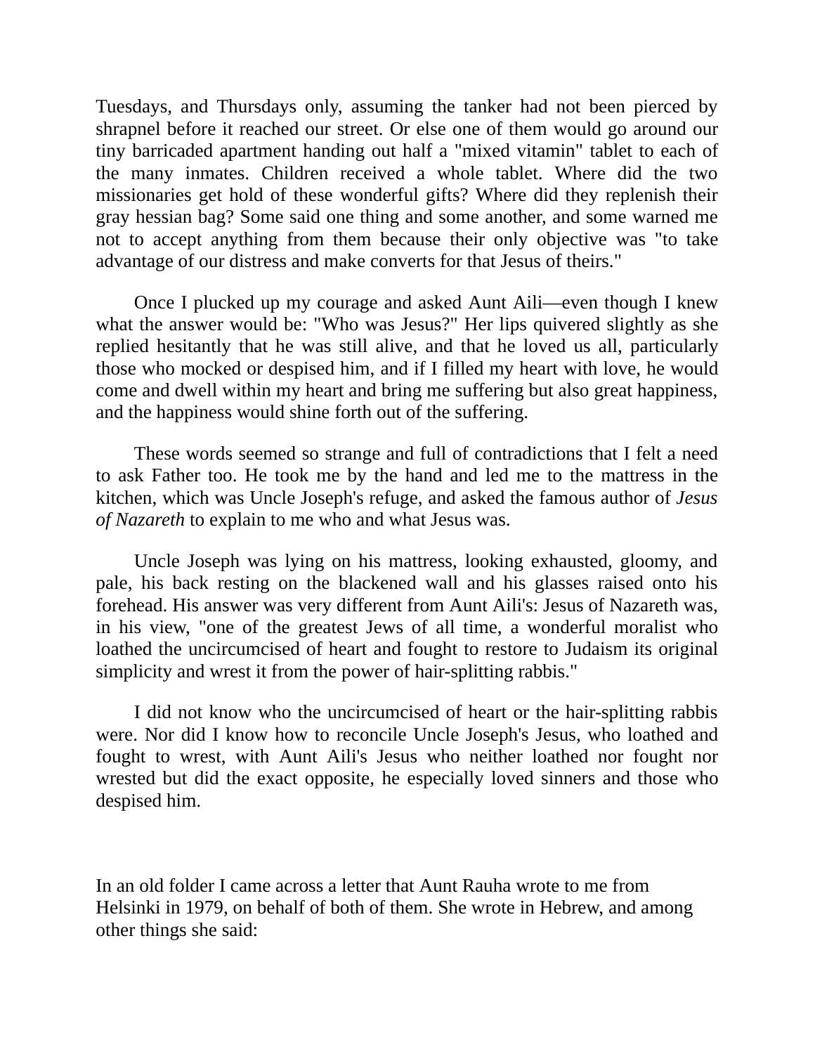Tuesdays, and Thursdays only, assuming the tanker had not been pierced by shrapnel before it reached our street. Or else one of them would go around our tiny barricaded apartment handing out half a "mixed vitamin" tablet to each of the many inmates. Children received a whole tablet. Where did the two missionaries get hold of these wonderful gifts? Where did they replenish their gray hessian bag? Some said one thing and some another, and some warned me not to accept anything from them because their only objective was "to take advantage of our distress and make converts for that Jesus of theirs."

Once I plucked up my courage and asked Aunt Aili—even though I knew what the answer would be: "Who was Jesus?" Her lips quivered slightly as she replied hesitantly that he was still alive, and that he loved us all, particularly those who mocked or despised him, and if I filled my heart with love, he would come and dwell within my heart and bring me suffering but also great happiness, and the happiness would shine forth out of the suffering.

These words seemed so strange and full of contradictions that I felt a need to ask Father too. He took me by the hand and led me to the mattress in the kitchen, which was Uncle Joseph's refuge, and asked the famous author of *Jesus of Nazareth* to explain to me who and what Jesus was.

Uncle Joseph was lying on his mattress, looking exhausted, gloomy, and pale, his back resting on the blackened wall and his glasses raised onto his forehead. His answer was very different from Aunt Aili's: Jesus of Nazareth was, in his view, "one of the greatest Jews of all time, a wonderful moralist who loathed the uncircumcised of heart and fought to restore to Judaism its original simplicity and wrest it from the power of hair-splitting rabbis."

I did not know who the uncircumcised of heart or the hair-splitting rabbis were. Nor did I know how to reconcile Uncle Joseph's Jesus, who loathed and fought to wrest, with Aunt Aili's Jesus who neither loathed nor fought nor wrested but did the exact opposite, he especially loved sinners and those who despised him.

In an old folder I came across a letter that Aunt Rauha wrote to me from Helsinki in 1979, on behalf of both of them. She wrote in Hebrew, and among other things she said: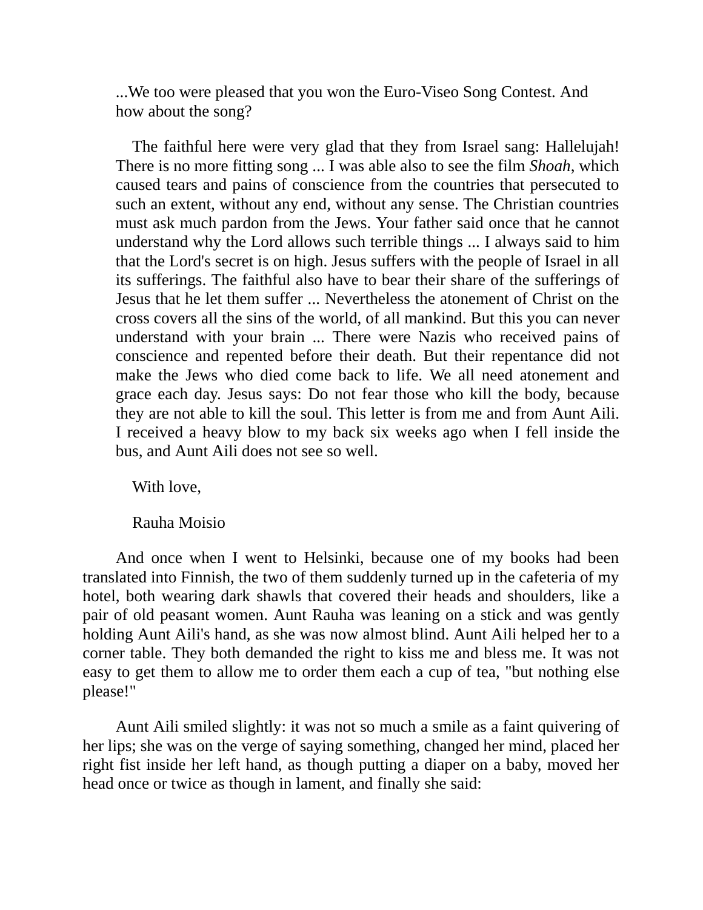...We too were pleased that you won the Euro-Viseo Song Contest. And how about the song?

The faithful here were very glad that they from Israel sang: Hallelujah! There is no more fitting song ... I was able also to see the film *Shoah*, which caused tears and pains of conscience from the countries that persecuted to such an extent, without any end, without any sense. The Christian countries must ask much pardon from the Jews. Your father said once that he cannot understand why the Lord allows such terrible things ... I always said to him that the Lord's secret is on high. Jesus suffers with the people of Israel in all its sufferings. The faithful also have to bear their share of the sufferings of Jesus that he let them suffer ... Nevertheless the atonement of Christ on the cross covers all the sins of the world, of all mankind. But this you can never understand with your brain ... There were Nazis who received pains of conscience and repented before their death. But their repentance did not make the Jews who died come back to life. We all need atonement and grace each day. Jesus says: Do not fear those who kill the body, because they are not able to kill the soul. This letter is from me and from Aunt Aili. I received a heavy blow to my back six weeks ago when I fell inside the bus, and Aunt Aili does not see so well.

With love,

Rauha Moisio

And once when I went to Helsinki, because one of my books had been translated into Finnish, the two of them suddenly turned up in the cafeteria of my hotel, both wearing dark shawls that covered their heads and shoulders, like a pair of old peasant women. Aunt Rauha was leaning on a stick and was gently holding Aunt Aili's hand, as she was now almost blind. Aunt Aili helped her to a corner table. They both demanded the right to kiss me and bless me. It was not easy to get them to allow me to order them each a cup of tea, "but nothing else please!"

Aunt Aili smiled slightly: it was not so much a smile as a faint quivering of her lips; she was on the verge of saying something, changed her mind, placed her right fist inside her left hand, as though putting a diaper on a baby, moved her head once or twice as though in lament, and finally she said: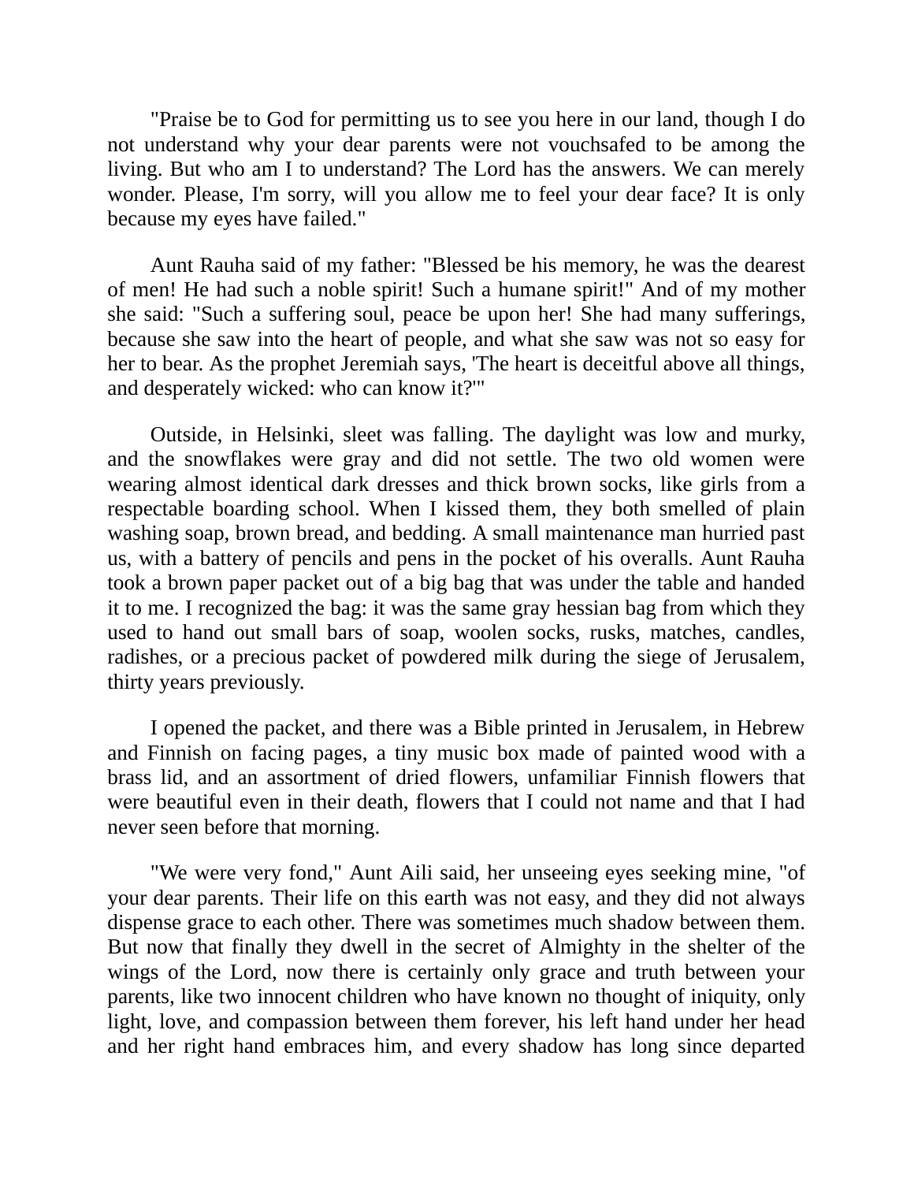"Praise be to God for permitting us to see you here in our land, though I do not understand why your dear parents were not vouchsafed to be among the living. But who am I to understand? The Lord has the answers. We can merely wonder. Please, I'm sorry, will you allow me to feel your dear face? It is only because my eyes have failed."

Aunt Rauha said of my father: "Blessed be his memory, he was the dearest of men! He had such a noble spirit! Such a humane spirit!" And of my mother she said: "Such a suffering soul, peace be upon her! She had many sufferings, because she saw into the heart of people, and what she saw was not so easy for her to bear. As the prophet Jeremiah says, 'The heart is deceitful above all things, and desperately wicked: who can know it?'"

Outside, in Helsinki, sleet was falling. The daylight was low and murky, and the snowflakes were gray and did not settle. The two old women were wearing almost identical dark dresses and thick brown socks, like girls from a respectable boarding school. When I kissed them, they both smelled of plain washing soap, brown bread, and bedding. A small maintenance man hurried past us, with a battery of pencils and pens in the pocket of his overalls. Aunt Rauha took a brown paper packet out of a big bag that was under the table and handed it to me. I recognized the bag: it was the same gray hessian bag from which they used to hand out small bars of soap, woolen socks, rusks, matches, candles, radishes, or a precious packet of powdered milk during the siege of Jerusalem, thirty years previously.

I opened the packet, and there was a Bible printed in Jerusalem, in Hebrew and Finnish on facing pages, a tiny music box made of painted wood with a brass lid, and an assortment of dried flowers, unfamiliar Finnish flowers that were beautiful even in their death, flowers that I could not name and that I had never seen before that morning.

"We were very fond," Aunt Aili said, her unseeing eyes seeking mine, "of your dear parents. Their life on this earth was not easy, and they did not always dispense grace to each other. There was sometimes much shadow between them. But now that finally they dwell in the secret of Almighty in the shelter of the wings of the Lord, now there is certainly only grace and truth between your parents, like two innocent children who have known no thought of iniquity, only light, love, and compassion between them forever, his left hand under her head and her right hand embraces him, and every shadow has long since departed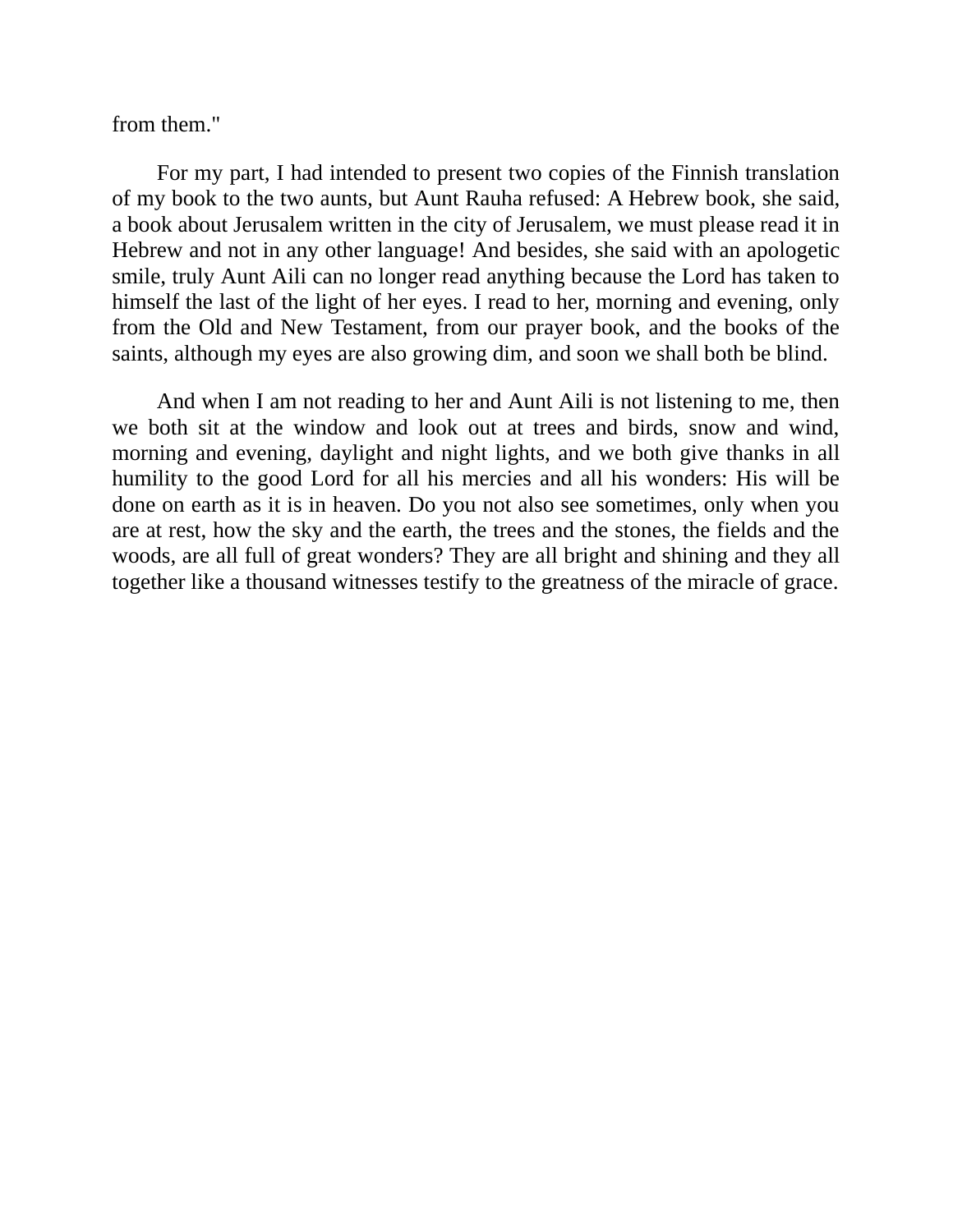from them."

For my part, I had intended to present two copies of the Finnish translation of my book to the two aunts, but Aunt Rauha refused: A Hebrew book, she said, a book about Jerusalem written in the city of Jerusalem, we must please read it in Hebrew and not in any other language! And besides, she said with an apologetic smile, truly Aunt Aili can no longer read anything because the Lord has taken to himself the last of the light of her eyes. I read to her, morning and evening, only from the Old and New Testament, from our prayer book, and the books of the saints, although my eyes are also growing dim, and soon we shall both be blind.

And when I am not reading to her and Aunt Aili is not listening to me, then we both sit at the window and look out at trees and birds, snow and wind, morning and evening, daylight and night lights, and we both give thanks in all humility to the good Lord for all his mercies and all his wonders: His will be done on earth as it is in heaven. Do you not also see sometimes, only when you are at rest, how the sky and the earth, the trees and the stones, the fields and the woods, are all full of great wonders? They are all bright and shining and they all together like a thousand witnesses testify to the greatness of the miracle of grace.